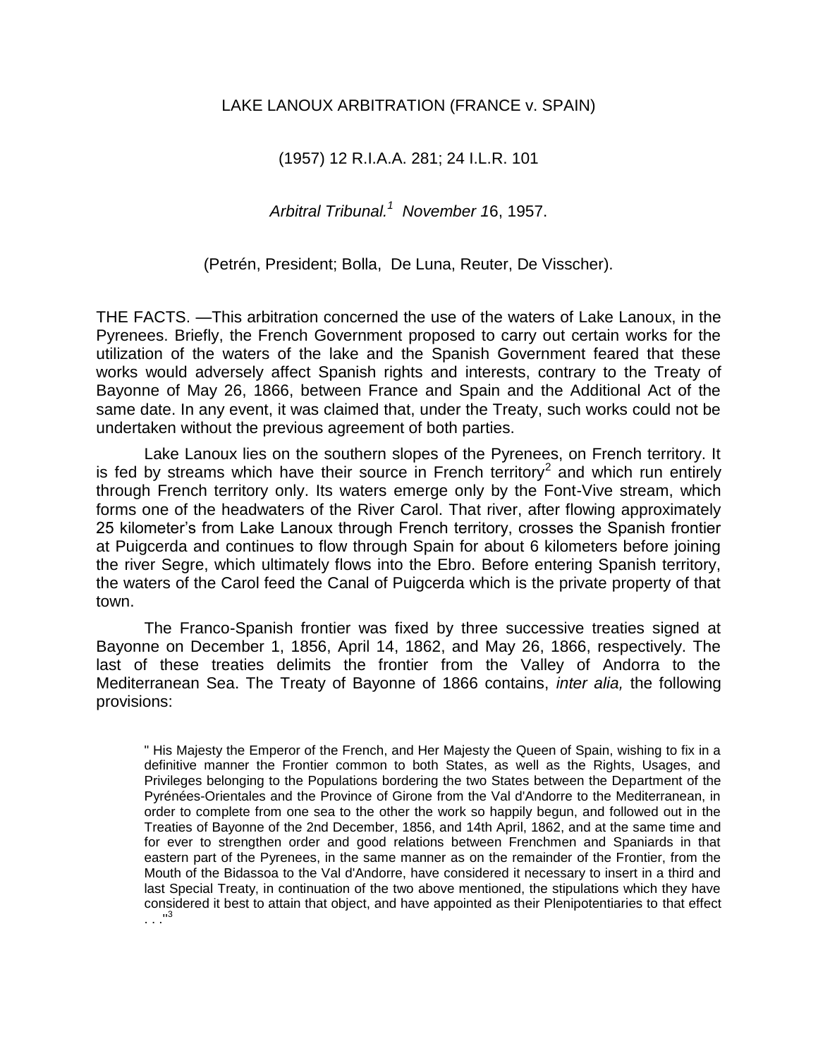LAKE LANOUX ARBITRATION (FRANCE v. SPAIN)

(1957) 12 R.I.A.A. 281; 24 I.L.R. 101

*Arbitral Tribunal.*[1] *November 1*6, 1957.

(Petrén, President; Bolla, De Luna, Reuter, De Visscher).

THE FACTS. —This arbitration concerned the use of the waters of Lake Lanoux, in the Pyrenees. Briefly, the French Government proposed to carry out certain works for the utilization of the waters of the lake and the Spanish Government feared that these works would adversely affect Spanish rights and interests, contrary to the Treaty of Bayonne of May 26, 1866, between France and Spain and the Additional Act of the same date. In any event, it was claimed that, under the Treaty, such works could not be undertaken without the previous agreement of both parties.

Lake Lanoux lies on the southern slopes of the Pyrenees, on French territory. It is fed by streams which have their source in French territory[2] and which run entirely through French territory only. Its waters emerge only by the Font-Vive stream, which forms one of the headwaters of the River Carol. That river, after flowing approximately 25 kilometer's from Lake Lanoux through French territory, crosses the Spanish frontier at Puigcerda and continues to flow through Spain for about 6 kilometers before joining the river Segre, which ultimately flows into the Ebro. Before entering Spanish territory, the waters of the Carol feed the Canal of Puigcerda which is the private property of that town.

The Franco-Spanish frontier was fixed by three successive treaties signed at Bayonne on December 1, 1856, April 14, 1862, and May 26, 1866, respectively. The last of these treaties delimits the frontier from the Valley of Andorra to the Mediterranean Sea. The Treaty of Bayonne of 1866 contains, *inter alia,* the following provisions:

> " His Majesty the Emperor of the French, and Her Majesty the Queen of Spain, wishing to fix in a definitive manner the Frontier common to both States, as well as the Rights, Usages, and Privileges belonging to the Populations bordering the two States between the Department of the Pyrénées-Orientales and the Province of Girone from the Val d'Andorre to the Mediterranean, in order to complete from one sea to the other the work so happily begun, and followed out in the Treaties of Bayonne of the 2nd December, 1856, and 14th April, 1862, and at the same time and for ever to strengthen order and good relations between Frenchmen and Spaniards in that eastern part of the Pyrenees, in the same manner as on the remainder of the Frontier, from the Mouth of the Bidassoa to the Val d'Andorre, have considered it necessary to insert in a third and last Special Treaty, in continuation of the two above mentioned, the stipulations which they have considered it best to attain that object, and have appointed as their Plenipotentiaries to that effect . . ."[3]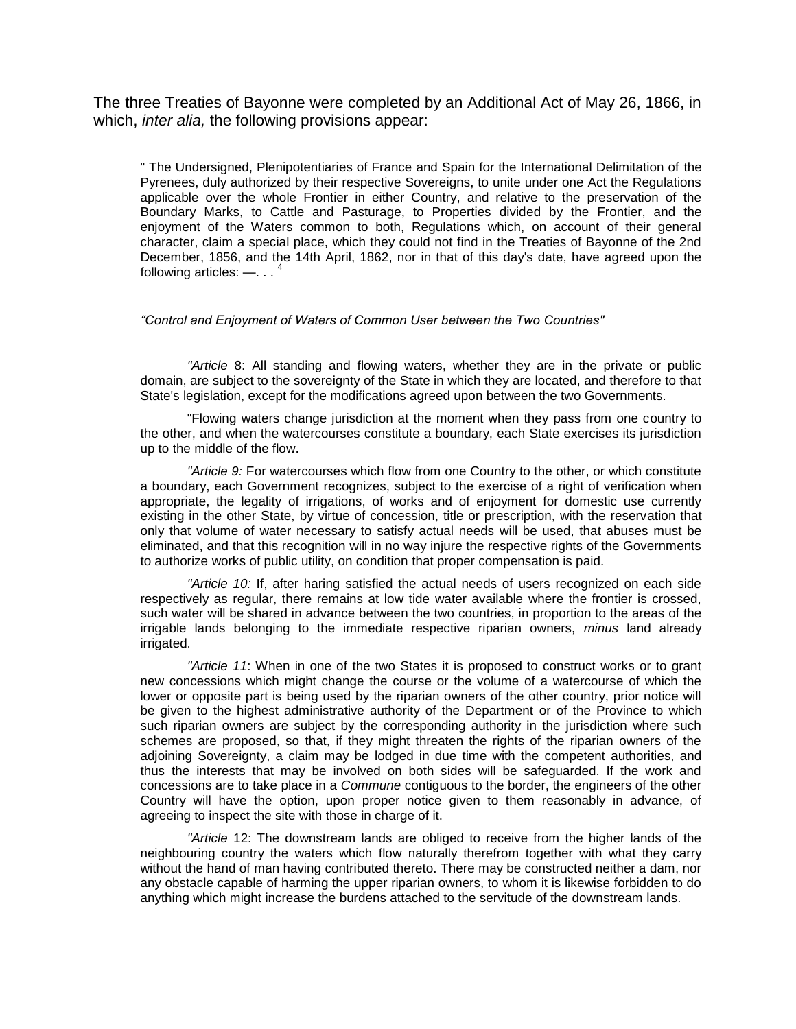The three Treaties of Bayonne were completed by an Additional Act of May 26, 1866, in which, *inter alia,* the following provisions appear:

> " The Undersigned, Plenipotentiaries of France and Spain for the International Delimitation of the Pyrenees, duly authorized by their respective Sovereigns, to unite under one Act the Regulations applicable over the whole Frontier in either Country, and relative to the preservation of the Boundary Marks, to Cattle and Pasturage, to Properties divided by the Frontier, and the enjoyment of the Waters common to both, Regulations which, on account of their general character, claim a special place, which they could not find in the Treaties of Bayonne of the 2nd December, 1856, and the 14th April, 1862, nor in that of this day's date, have agreed upon the following articles: —. . . [4]
>
> *"Control and Enjoyment of Waters of Common User between the Two Countries"*
>
> *"Article* 8: All standing and flowing waters, whether they are in the private or public domain, are subject to the sovereignty of the State in which they are located, and therefore to that State's legislation, except for the modifications agreed upon between the two Governments.
>
> "Flowing waters change jurisdiction at the moment when they pass from one country to the other, and when the watercourses constitute a boundary, each State exercises its jurisdiction up to the middle of the flow.
>
> *"Article 9:* For watercourses which flow from one Country to the other, or which constitute a boundary, each Government recognizes, subject to the exercise of a right of verification when appropriate, the legality of irrigations, of works and of enjoyment for domestic use currently existing in the other State, by virtue of concession, title or prescription, with the reservation that only that volume of water necessary to satisfy actual needs will be used, that abuses must be eliminated, and that this recognition will in no way injure the respective rights of the Governments to authorize works of public utility, on condition that proper compensation is paid.
>
> *"Article 10:* If, after haring satisfied the actual needs of users recognized on each side respectively as regular, there remains at low tide water available where the frontier is crossed, such water will be shared in advance between the two countries, in proportion to the areas of the irrigable lands belonging to the immediate respective riparian owners, *minus* land already irrigated.
>
> *"Article 11*: When in one of the two States it is proposed to construct works or to grant new concessions which might change the course or the volume of a watercourse of which the lower or opposite part is being used by the riparian owners of the other country, prior notice will be given to the highest administrative authority of the Department or of the Province to which such riparian owners are subject by the corresponding authority in the jurisdiction where such schemes are proposed, so that, if they might threaten the rights of the riparian owners of the adjoining Sovereignty, a claim may be lodged in due time with the competent authorities, and thus the interests that may be involved on both sides will be safeguarded. If the work and concessions are to take place in a *Commune* contiguous to the border, the engineers of the other Country will have the option, upon proper notice given to them reasonably in advance, of agreeing to inspect the site with those in charge of it.
>
> *"Article* 12: The downstream lands are obliged to receive from the higher lands of the neighbouring country the waters which flow naturally therefrom together with what they carry without the hand of man having contributed thereto. There may be constructed neither a dam, nor any obstacle capable of harming the upper riparian owners, to whom it is likewise forbidden to do anything which might increase the burdens attached to the servitude of the downstream lands.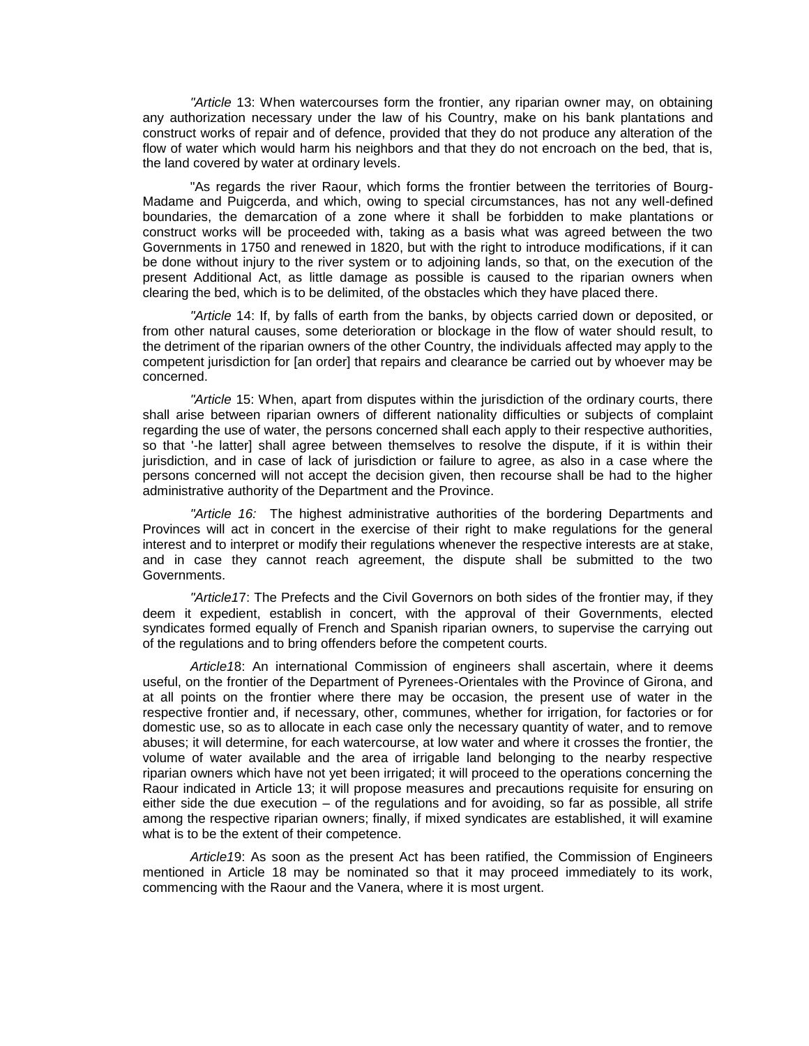*"Article* 13: When watercourses form the frontier, any riparian owner may, on obtaining any authorization necessary under the law of his Country, make on his bank plantations and construct works of repair and of defence, provided that they do not produce any alteration of the flow of water which would harm his neighbors and that they do not encroach on the bed, that is, the land covered by water at ordinary levels.

"As regards the river Raour, which forms the frontier between the territories of Bourg-Madame and Puigcerda, and which, owing to special circumstances, has not any well-defined boundaries, the demarcation of a zone where it shall be forbidden to make plantations or construct works will be proceeded with, taking as a basis what was agreed between the two Governments in 1750 and renewed in 1820, but with the right to introduce modifications, if it can be done without injury to the river system or to adjoining lands, so that, on the execution of the present Additional Act, as little damage as possible is caused to the riparian owners when clearing the bed, which is to be delimited, of the obstacles which they have placed there.

*"Article* 14: If, by falls of earth from the banks, by objects carried down or deposited, or from other natural causes, some deterioration or blockage in the flow of water should result, to the detriment of the riparian owners of the other Country, the individuals affected may apply to the competent jurisdiction for [an order] that repairs and clearance be carried out by whoever may be concerned.

*"Article* 15: When, apart from disputes within the jurisdiction of the ordinary courts, there shall arise between riparian owners of different nationality difficulties or subjects of complaint regarding the use of water, the persons concerned shall each apply to their respective authorities, so that '-he latter] shall agree between themselves to resolve the dispute, if it is within their jurisdiction, and in case of lack of jurisdiction or failure to agree, as also in a case where the persons concerned will not accept the decision given, then recourse shall be had to the higher administrative authority of the Department and the Province.

*"Article 16:* The highest administrative authorities of the bordering Departments and Provinces will act in concert in the exercise of their right to make regulations for the general interest and to interpret or modify their regulations whenever the respective interests are at stake, and in case they cannot reach agreement, the dispute shall be submitted to the two Governments.

*"Article1*7: The Prefects and the Civil Governors on both sides of the frontier may, if they deem it expedient, establish in concert, with the approval of their Governments, elected syndicates formed equally of French and Spanish riparian owners, to supervise the carrying out of the regulations and to bring offenders before the competent courts.

*Article1*8: An international Commission of engineers shall ascertain, where it deems useful, on the frontier of the Department of Pyrenees-Orientales with the Province of Girona, and at all points on the frontier where there may be occasion, the present use of water in the respective frontier and, if necessary, other, communes, whether for irrigation, for factories or for domestic use, so as to allocate in each case only the necessary quantity of water, and to remove abuses; it will determine, for each watercourse, at low water and where it crosses the frontier, the volume of water available and the area of irrigable land belonging to the nearby respective riparian owners which have not yet been irrigated; it will proceed to the operations concerning the Raour indicated in Article 13; it will propose measures and precautions requisite for ensuring on either side the due execution – of the regulations and for avoiding, so far as possible, all strife among the respective riparian owners; finally, if mixed syndicates are established, it will examine what is to be the extent of their competence.

*Article1*9: As soon as the present Act has been ratified, the Commission of Engineers mentioned in Article 18 may be nominated so that it may proceed immediately to its work, commencing with the Raour and the Vanera, where it is most urgent.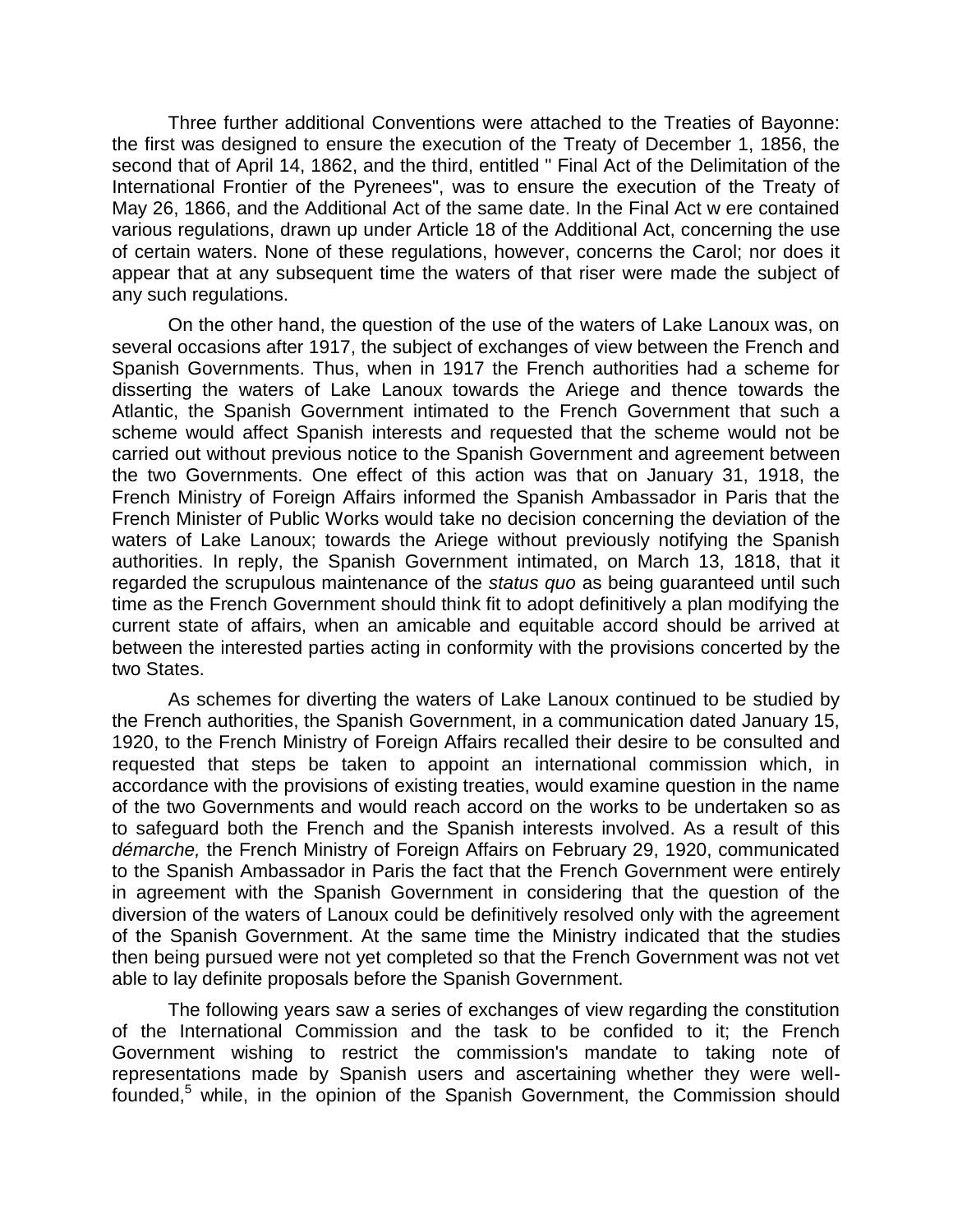Three further additional Conventions were attached to the Treaties of Bayonne: the first was designed to ensure the execution of the Treaty of December 1, 1856, the second that of April 14, 1862, and the third, entitled " Final Act of the Delimitation of the International Frontier of the Pyrenees", was to ensure the execution of the Treaty of May 26, 1866, and the Additional Act of the same date. In the Final Act w ere contained various regulations, drawn up under Article 18 of the Additional Act, concerning the use of certain waters. None of these regulations, however, concerns the Carol; nor does it appear that at any subsequent time the waters of that riser were made the subject of any such regulations.

On the other hand, the question of the use of the waters of Lake Lanoux was, on several occasions after 1917, the subject of exchanges of view between the French and Spanish Governments. Thus, when in 1917 the French authorities had a scheme for disserting the waters of Lake Lanoux towards the Ariege and thence towards the Atlantic, the Spanish Government intimated to the French Government that such a scheme would affect Spanish interests and requested that the scheme would not be carried out without previous notice to the Spanish Government and agreement between the two Governments. One effect of this action was that on January 31, 1918, the French Ministry of Foreign Affairs informed the Spanish Ambassador in Paris that the French Minister of Public Works would take no decision concerning the deviation of the waters of Lake Lanoux; towards the Ariege without previously notifying the Spanish authorities. In reply, the Spanish Government intimated, on March 13, 1818, that it regarded the scrupulous maintenance of the *status quo* as being guaranteed until such time as the French Government should think fit to adopt definitively a plan modifying the current state of affairs, when an amicable and equitable accord should be arrived at between the interested parties acting in conformity with the provisions concerted by the two States.

As schemes for diverting the waters of Lake Lanoux continued to be studied by the French authorities, the Spanish Government, in a communication dated January 15, 1920, to the French Ministry of Foreign Affairs recalled their desire to be consulted and requested that steps be taken to appoint an international commission which, in accordance with the provisions of existing treaties, would examine question in the name of the two Governments and would reach accord on the works to be undertaken so as to safeguard both the French and the Spanish interests involved. As a result of this *démarche,* the French Ministry of Foreign Affairs on February 29, 1920, communicated to the Spanish Ambassador in Paris the fact that the French Government were entirely in agreement with the Spanish Government in considering that the question of the diversion of the waters of Lanoux could be definitively resolved only with the agreement of the Spanish Government. At the same time the Ministry indicated that the studies then being pursued were not yet completed so that the French Government was not vet able to lay definite proposals before the Spanish Government.

The following years saw a series of exchanges of view regarding the constitution of the International Commission and the task to be confided to it; the French Government wishing to restrict the commission's mandate to taking note of representations made by Spanish users and ascertaining whether they were well-founded,[5] while, in the opinion of the Spanish Government, the Commission should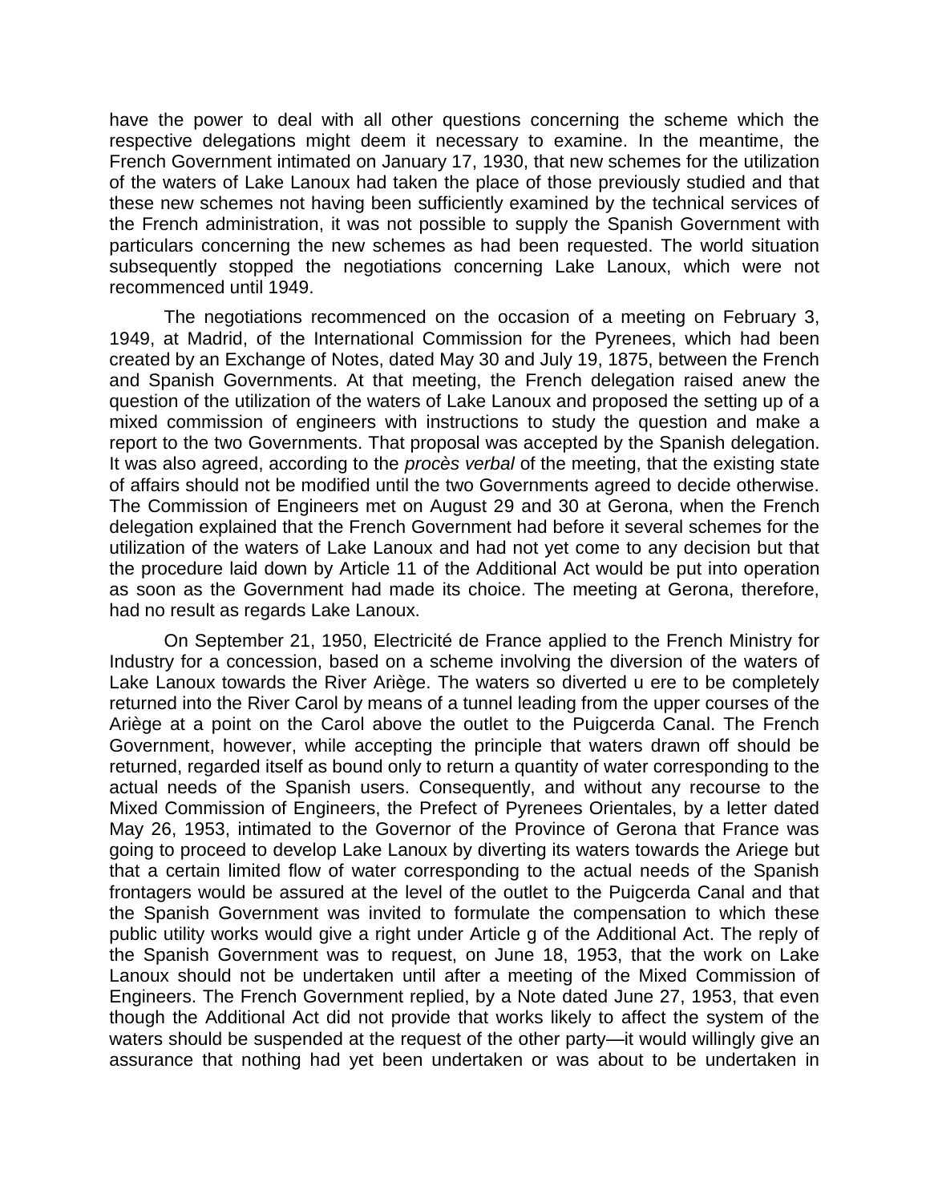have the power to deal with all other questions concerning the scheme which the respective delegations might deem it necessary to examine. In the meantime, the French Government intimated on January 17, 1930, that new schemes for the utilization of the waters of Lake Lanoux had taken the place of those previously studied and that these new schemes not having been sufficiently examined by the technical services of the French administration, it was not possible to supply the Spanish Government with particulars concerning the new schemes as had been requested. The world situation subsequently stopped the negotiations concerning Lake Lanoux, which were not recommenced until 1949.

The negotiations recommenced on the occasion of a meeting on February 3, 1949, at Madrid, of the International Commission for the Pyrenees, which had been created by an Exchange of Notes, dated May 30 and July 19, 1875, between the French and Spanish Governments. At that meeting, the French delegation raised anew the question of the utilization of the waters of Lake Lanoux and proposed the setting up of a mixed commission of engineers with instructions to study the question and make a report to the two Governments. That proposal was accepted by the Spanish delegation. It was also agreed, according to the *procès verbal* of the meeting, that the existing state of affairs should not be modified until the two Governments agreed to decide otherwise. The Commission of Engineers met on August 29 and 30 at Gerona, when the French delegation explained that the French Government had before it several schemes for the utilization of the waters of Lake Lanoux and had not yet come to any decision but that the procedure laid down by Article 11 of the Additional Act would be put into operation as soon as the Government had made its choice. The meeting at Gerona, therefore, had no result as regards Lake Lanoux.

On September 21, 1950, Electricité de France applied to the French Ministry for Industry for a concession, based on a scheme involving the diversion of the waters of Lake Lanoux towards the River Ariège. The waters so diverted u ere to be completely returned into the River Carol by means of a tunnel leading from the upper courses of the Ariège at a point on the Carol above the outlet to the Puigcerda Canal. The French Government, however, while accepting the principle that waters drawn off should be returned, regarded itself as bound only to return a quantity of water corresponding to the actual needs of the Spanish users. Consequently, and without any recourse to the Mixed Commission of Engineers, the Prefect of Pyrenees Orientales, by a letter dated May 26, 1953, intimated to the Governor of the Province of Gerona that France was going to proceed to develop Lake Lanoux by diverting its waters towards the Ariege but that a certain limited flow of water corresponding to the actual needs of the Spanish frontagers would be assured at the level of the outlet to the Puigcerda Canal and that the Spanish Government was invited to formulate the compensation to which these public utility works would give a right under Article g of the Additional Act. The reply of the Spanish Government was to request, on June 18, 1953, that the work on Lake Lanoux should not be undertaken until after a meeting of the Mixed Commission of Engineers. The French Government replied, by a Note dated June 27, 1953, that even though the Additional Act did not provide that works likely to affect the system of the waters should be suspended at the request of the other party—it would willingly give an assurance that nothing had yet been undertaken or was about to be undertaken in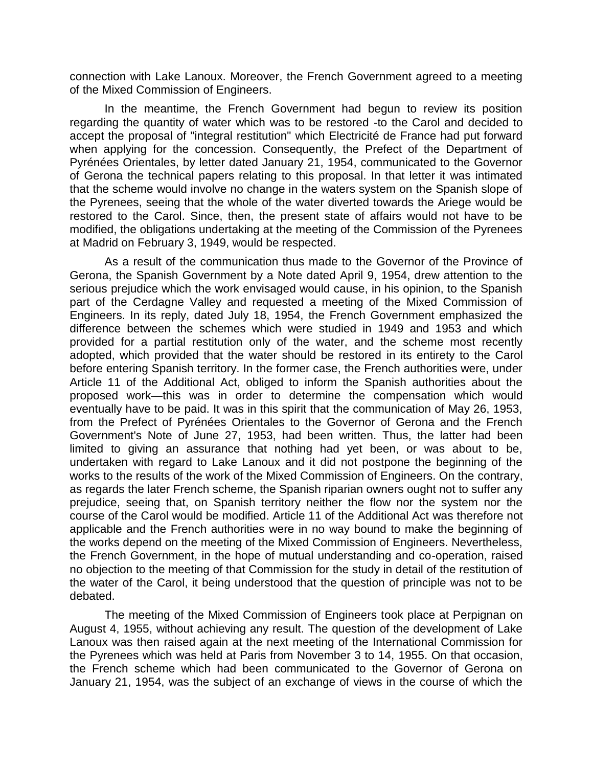connection with Lake Lanoux. Moreover, the French Government agreed to a meeting of the Mixed Commission of Engineers.

In the meantime, the French Government had begun to review its position regarding the quantity of water which was to be restored -to the Carol and decided to accept the proposal of "integral restitution" which Electricité de France had put forward when applying for the concession. Consequently, the Prefect of the Department of Pyrénées Orientales, by letter dated January 21, 1954, communicated to the Governor of Gerona the technical papers relating to this proposal. In that letter it was intimated that the scheme would involve no change in the waters system on the Spanish slope of the Pyrenees, seeing that the whole of the water diverted towards the Ariege would be restored to the Carol. Since, then, the present state of affairs would not have to be modified, the obligations undertaking at the meeting of the Commission of the Pyrenees at Madrid on February 3, 1949, would be respected.

As a result of the communication thus made to the Governor of the Province of Gerona, the Spanish Government by a Note dated April 9, 1954, drew attention to the serious prejudice which the work envisaged would cause, in his opinion, to the Spanish part of the Cerdagne Valley and requested a meeting of the Mixed Commission of Engineers. In its reply, dated July 18, 1954, the French Government emphasized the difference between the schemes which were studied in 1949 and 1953 and which provided for a partial restitution only of the water, and the scheme most recently adopted, which provided that the water should be restored in its entirety to the Carol before entering Spanish territory. In the former case, the French authorities were, under Article 11 of the Additional Act, obliged to inform the Spanish authorities about the proposed work—this was in order to determine the compensation which would eventually have to be paid. It was in this spirit that the communication of May 26, 1953, from the Prefect of Pyrénées Orientales to the Governor of Gerona and the French Government's Note of June 27, 1953, had been written. Thus, the latter had been limited to giving an assurance that nothing had yet been, or was about to be, undertaken with regard to Lake Lanoux and it did not postpone the beginning of the works to the results of the work of the Mixed Commission of Engineers. On the contrary, as regards the later French scheme, the Spanish riparian owners ought not to suffer any prejudice, seeing that, on Spanish territory neither the flow nor the system nor the course of the Carol would be modified. Article 11 of the Additional Act was therefore not applicable and the French authorities were in no way bound to make the beginning of the works depend on the meeting of the Mixed Commission of Engineers. Nevertheless, the French Government, in the hope of mutual understanding and co-operation, raised no objection to the meeting of that Commission for the study in detail of the restitution of the water of the Carol, it being understood that the question of principle was not to be debated.

The meeting of the Mixed Commission of Engineers took place at Perpignan on August 4, 1955, without achieving any result. The question of the development of Lake Lanoux was then raised again at the next meeting of the International Commission for the Pyrenees which was held at Paris from November 3 to 14, 1955. On that occasion, the French scheme which had been communicated to the Governor of Gerona on January 21, 1954, was the subject of an exchange of views in the course of which the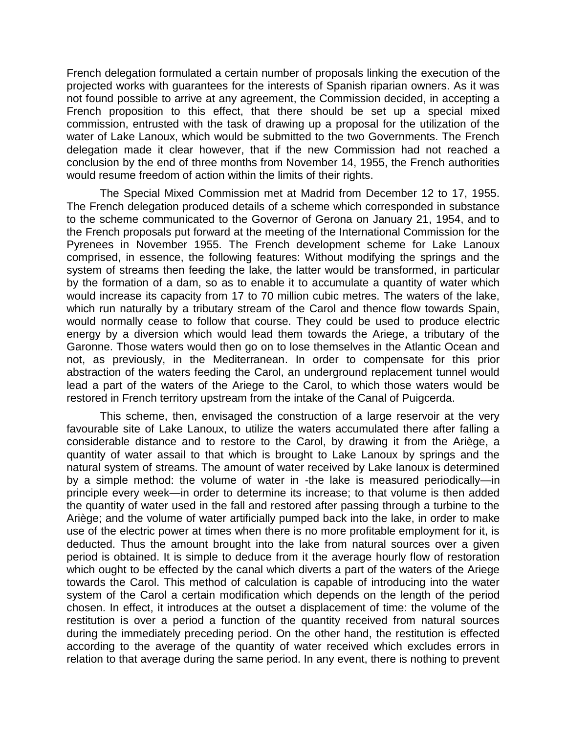French delegation formulated a certain number of proposals linking the execution of the projected works with guarantees for the interests of Spanish riparian owners. As it was not found possible to arrive at any agreement, the Commission decided, in accepting a French proposition to this effect, that there should be set up a special mixed commission, entrusted with the task of drawing up a proposal for the utilization of the water of Lake Lanoux, which would be submitted to the two Governments. The French delegation made it clear however, that if the new Commission had not reached a conclusion by the end of three months from November 14, 1955, the French authorities would resume freedom of action within the limits of their rights.

The Special Mixed Commission met at Madrid from December 12 to 17, 1955. The French delegation produced details of a scheme which corresponded in substance to the scheme communicated to the Governor of Gerona on January 21, 1954, and to the French proposals put forward at the meeting of the International Commission for the Pyrenees in November 1955. The French development scheme for Lake Lanoux comprised, in essence, the following features: Without modifying the springs and the system of streams then feeding the lake, the latter would be transformed, in particular by the formation of a dam, so as to enable it to accumulate a quantity of water which would increase its capacity from 17 to 70 million cubic metres. The waters of the lake, which run naturally by a tributary stream of the Carol and thence flow towards Spain, would normally cease to follow that course. They could be used to produce electric energy by a diversion which would lead them towards the Ariege, a tributary of the Garonne. Those waters would then go on to lose themselves in the Atlantic Ocean and not, as previously, in the Mediterranean. In order to compensate for this prior abstraction of the waters feeding the Carol, an underground replacement tunnel would lead a part of the waters of the Ariege to the Carol, to which those waters would be restored in French territory upstream from the intake of the Canal of Puigcerda.

This scheme, then, envisaged the construction of a large reservoir at the very favourable site of Lake Lanoux, to utilize the waters accumulated there after falling a considerable distance and to restore to the Carol, by drawing it from the Ariège, a quantity of water assail to that which is brought to Lake Lanoux by springs and the natural system of streams. The amount of water received by Lake lanoux is determined by a simple method: the volume of water in -the lake is measured periodically—in principle every week—in order to determine its increase; to that volume is then added the quantity of water used in the fall and restored after passing through a turbine to the Ariège; and the volume of water artificially pumped back into the lake, in order to make use of the electric power at times when there is no more profitable employment for it, is deducted. Thus the amount brought into the lake from natural sources over a given period is obtained. It is simple to deduce from it the average hourly flow of restoration which ought to be effected by the canal which diverts a part of the waters of the Ariege towards the Carol. This method of calculation is capable of introducing into the water system of the Carol a certain modification which depends on the length of the period chosen. In effect, it introduces at the outset a displacement of time: the volume of the restitution is over a period a function of the quantity received from natural sources during the immediately preceding period. On the other hand, the restitution is effected according to the average of the quantity of water received which excludes errors in relation to that average during the same period. In any event, there is nothing to prevent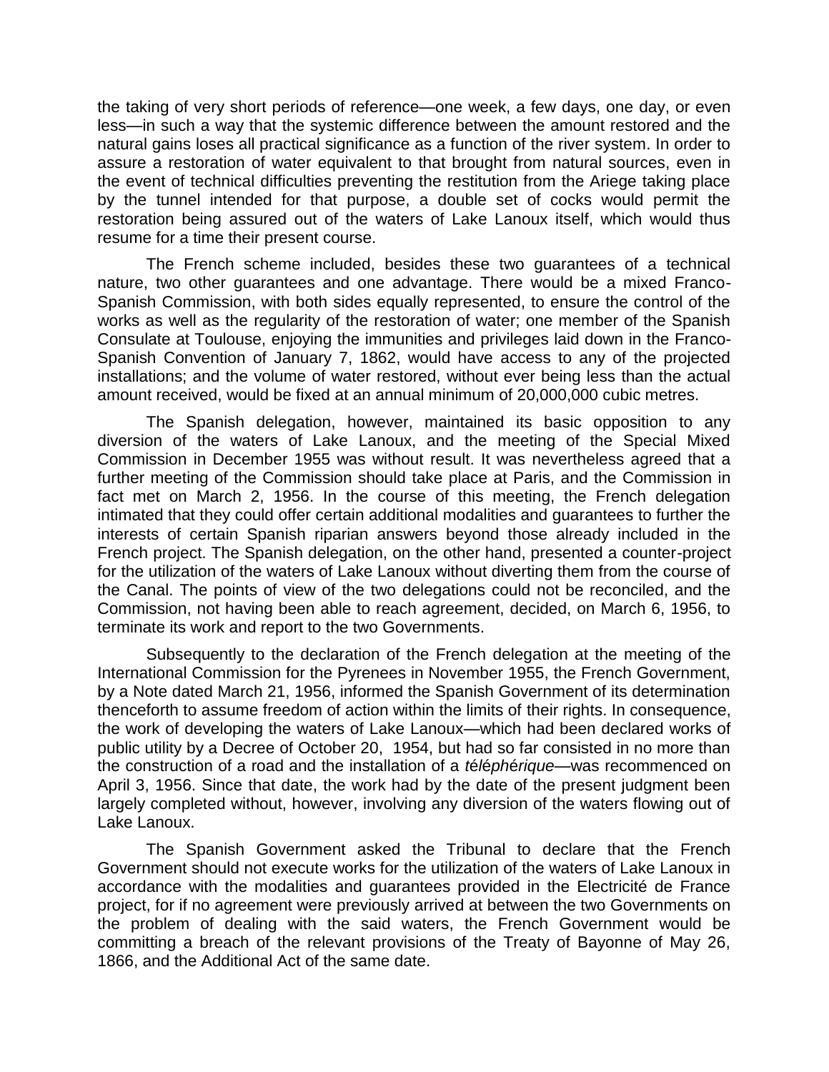the taking of very short periods of reference—one week, a few days, one day, or even less—in such a way that the systemic difference between the amount restored and the natural gains loses all practical significance as a function of the river system. In order to assure a restoration of water equivalent to that brought from natural sources, even in the event of technical difficulties preventing the restitution from the Ariege taking place by the tunnel intended for that purpose, a double set of cocks would permit the restoration being assured out of the waters of Lake Lanoux itself, which would thus resume for a time their present course.

The French scheme included, besides these two guarantees of a technical nature, two other guarantees and one advantage. There would be a mixed Franco-Spanish Commission, with both sides equally represented, to ensure the control of the works as well as the regularity of the restoration of water; one member of the Spanish Consulate at Toulouse, enjoying the immunities and privileges laid down in the Franco-Spanish Convention of January 7, 1862, would have access to any of the projected installations; and the volume of water restored, without ever being less than the actual amount received, would be fixed at an annual minimum of 20,000,000 cubic metres.

The Spanish delegation, however, maintained its basic opposition to any diversion of the waters of Lake Lanoux, and the meeting of the Special Mixed Commission in December 1955 was without result. It was nevertheless agreed that a further meeting of the Commission should take place at Paris, and the Commission in fact met on March 2, 1956. In the course of this meeting, the French delegation intimated that they could offer certain additional modalities and guarantees to further the interests of certain Spanish riparian answers beyond those already included in the French project. The Spanish delegation, on the other hand, presented a counter-project for the utilization of the waters of Lake Lanoux without diverting them from the course of the Canal. The points of view of the two delegations could not be reconciled, and the Commission, not having been able to reach agreement, decided, on March 6, 1956, to terminate its work and report to the two Governments.

Subsequently to the declaration of the French delegation at the meeting of the International Commission for the Pyrenees in November 1955, the French Government, by a Note dated March 21, 1956, informed the Spanish Government of its determination thenceforth to assume freedom of action within the limits of their rights. In consequence, the work of developing the waters of Lake Lanoux—which had been declared works of public utility by a Decree of October 20, 1954, but had so far consisted in no more than the construction of a road and the installation of a *téléphérique*—was recommenced on April 3, 1956. Since that date, the work had by the date of the present judgment been largely completed without, however, involving any diversion of the waters flowing out of Lake Lanoux.

The Spanish Government asked the Tribunal to declare that the French Government should not execute works for the utilization of the waters of Lake Lanoux in accordance with the modalities and guarantees provided in the Electricité de France project, for if no agreement were previously arrived at between the two Governments on the problem of dealing with the said waters, the French Government would be committing a breach of the relevant provisions of the Treaty of Bayonne of May 26, 1866, and the Additional Act of the same date.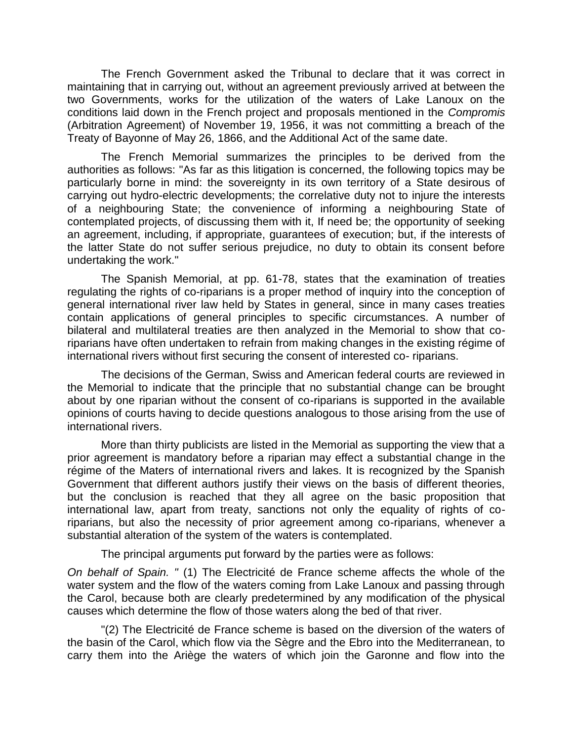The French Government asked the Tribunal to declare that it was correct in maintaining that in carrying out, without an agreement previously arrived at between the two Governments, works for the utilization of the waters of Lake Lanoux on the conditions laid down in the French project and proposals mentioned in the *Compromis* (Arbitration Agreement) of November 19, 1956, it was not committing a breach of the Treaty of Bayonne of May 26, 1866, and the Additional Act of the same date.

The French Memorial summarizes the principles to be derived from the authorities as follows: "As far as this litigation is concerned, the following topics may be particularly borne in mind: the sovereignty in its own territory of a State desirous of carrying out hydro-electric developments; the correlative duty not to injure the interests of a neighbouring State; the convenience of informing a neighbouring State of contemplated projects, of discussing them with it, If need be; the opportunity of seeking an agreement, including, if appropriate, guarantees of execution; but, if the interests of the latter State do not suffer serious prejudice, no duty to obtain its consent before undertaking the work."

The Spanish Memorial, at pp. 61-78, states that the examination of treaties regulating the rights of co-riparians is a proper method of inquiry into the conception of general international river law held by States in general, since in many cases treaties contain applications of general principles to specific circumstances. A number of bilateral and multilateral treaties are then analyzed in the Memorial to show that co-riparians have often undertaken to refrain from making changes in the existing régime of international rivers without first securing the consent of interested co- riparians.

The decisions of the German, Swiss and American federal courts are reviewed in the Memorial to indicate that the principle that no substantial change can be brought about by one riparian without the consent of co-riparians is supported in the available opinions of courts having to decide questions analogous to those arising from the use of international rivers.

More than thirty publicists are listed in the Memorial as supporting the view that a prior agreement is mandatory before a riparian may effect a substantial change in the régime of the Maters of international rivers and lakes. It is recognized by the Spanish Government that different authors justify their views on the basis of different theories, but the conclusion is reached that they all agree on the basic proposition that international law, apart from treaty, sanctions not only the equality of rights of co-riparians, but also the necessity of prior agreement among co-riparians, whenever a substantial alteration of the system of the waters is contemplated.

The principal arguments put forward by the parties were as follows:

*On behalf of Spain. "* (1) The Electricité de France scheme affects the whole of the water system and the flow of the waters coming from Lake Lanoux and passing through the Carol, because both are clearly predetermined by any modification of the physical causes which determine the flow of those waters along the bed of that river.

"(2) The Electricité de France scheme is based on the diversion of the waters of the basin of the Carol, which flow via the Sègre and the Ebro into the Mediterranean, to carry them into the Ariège the waters of which join the Garonne and flow into the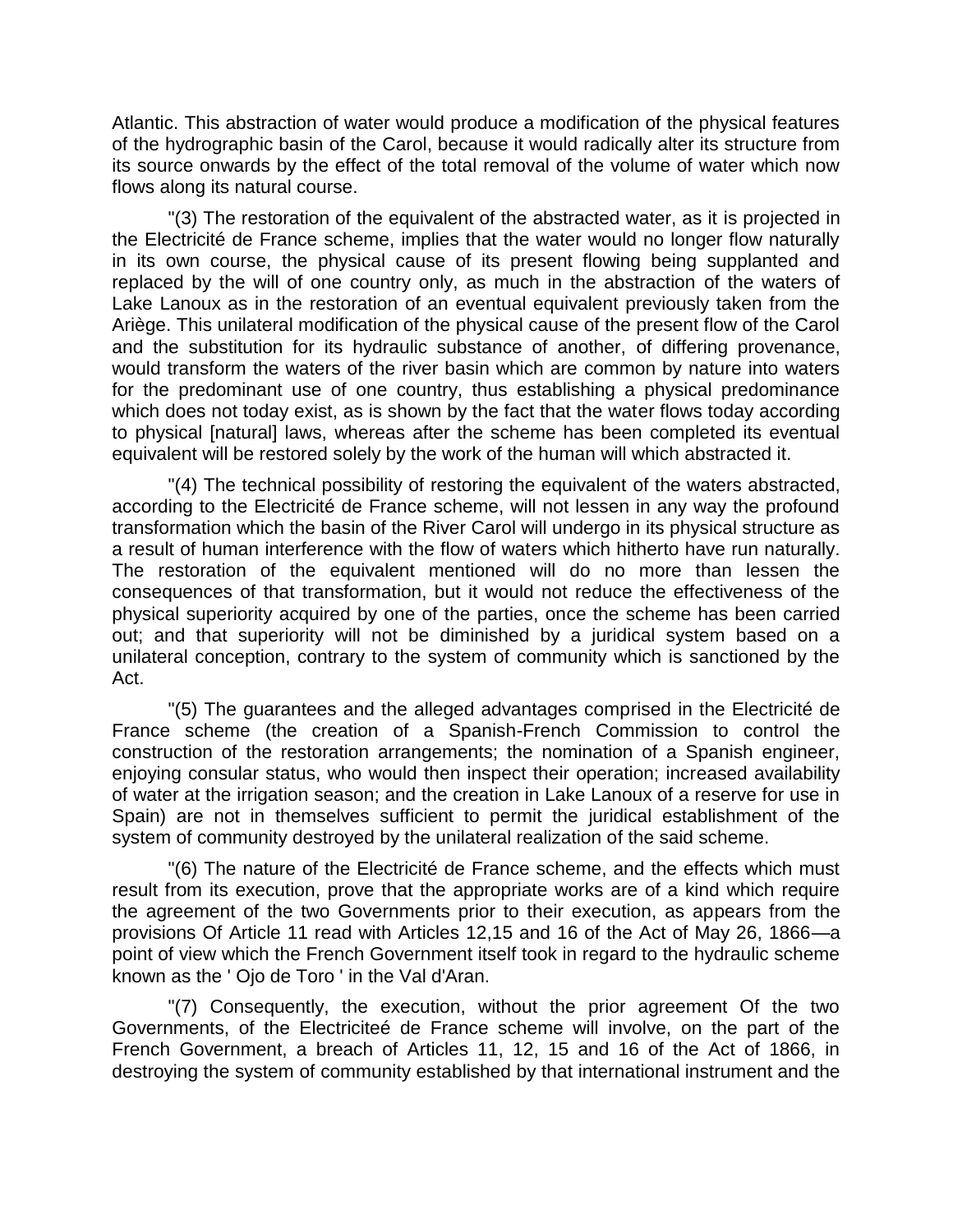Atlantic. This abstraction of water would produce a modification of the physical features of the hydrographic basin of the Carol, because it would radically alter its structure from its source onwards by the effect of the total removal of the volume of water which now flows along its natural course.

"(3) The restoration of the equivalent of the abstracted water, as it is projected in the Electricité de France scheme, implies that the water would no longer flow naturally in its own course, the physical cause of its present flowing being supplanted and replaced by the will of one country only, as much in the abstraction of the waters of Lake Lanoux as in the restoration of an eventual equivalent previously taken from the Ariège. This unilateral modification of the physical cause of the present flow of the Carol and the substitution for its hydraulic substance of another, of differing provenance, would transform the waters of the river basin which are common by nature into waters for the predominant use of one country, thus establishing a physical predominance which does not today exist, as is shown by the fact that the water flows today according to physical [natural] laws, whereas after the scheme has been completed its eventual equivalent will be restored solely by the work of the human will which abstracted it.

"(4) The technical possibility of restoring the equivalent of the waters abstracted, according to the Electricité de France scheme, will not lessen in any way the profound transformation which the basin of the River Carol will undergo in its physical structure as a result of human interference with the flow of waters which hitherto have run naturally. The restoration of the equivalent mentioned will do no more than lessen the consequences of that transformation, but it would not reduce the effectiveness of the physical superiority acquired by one of the parties, once the scheme has been carried out; and that superiority will not be diminished by a juridical system based on a unilateral conception, contrary to the system of community which is sanctioned by the Act.

"(5) The guarantees and the alleged advantages comprised in the Electricité de France scheme (the creation of a Spanish-French Commission to control the construction of the restoration arrangements; the nomination of a Spanish engineer, enjoying consular status, who would then inspect their operation; increased availability of water at the irrigation season; and the creation in Lake Lanoux of a reserve for use in Spain) are not in themselves sufficient to permit the juridical establishment of the system of community destroyed by the unilateral realization of the said scheme.

"(6) The nature of the Electricité de France scheme, and the effects which must result from its execution, prove that the appropriate works are of a kind which require the agreement of the two Governments prior to their execution, as appears from the provisions Of Article 11 read with Articles 12,15 and 16 of the Act of May 26, 1866—a point of view which the French Government itself took in regard to the hydraulic scheme known as the ' Ojo de Toro ' in the Val d'Aran.

"(7) Consequently, the execution, without the prior agreement Of the two Governments, of the Electriciteé de France scheme will involve, on the part of the French Government, a breach of Articles 11, 12, 15 and 16 of the Act of 1866, in destroying the system of community established by that international instrument and the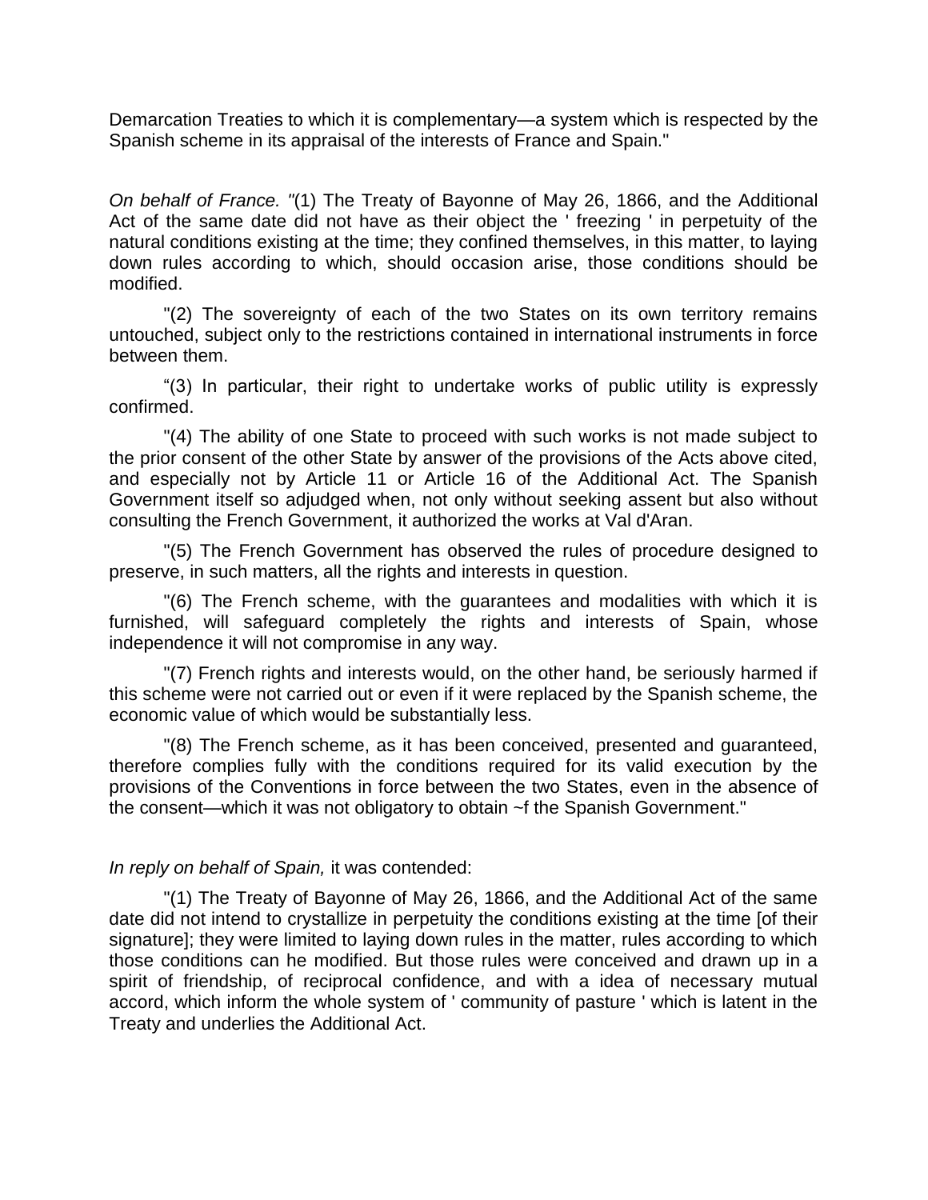Demarcation Treaties to which it is complementary—a system which is respected by the Spanish scheme in its appraisal of the interests of France and Spain."

*On behalf of France. "*(1) The Treaty of Bayonne of May 26, 1866, and the Additional Act of the same date did not have as their object the ' freezing ' in perpetuity of the natural conditions existing at the time; they confined themselves, in this matter, to laying down rules according to which, should occasion arise, those conditions should be modified.

"(2) The sovereignty of each of the two States on its own territory remains untouched, subject only to the restrictions contained in international instruments in force between them.

"(3) In particular, their right to undertake works of public utility is expressly confirmed.

"(4) The ability of one State to proceed with such works is not made subject to the prior consent of the other State by answer of the provisions of the Acts above cited, and especially not by Article 11 or Article 16 of the Additional Act. The Spanish Government itself so adjudged when, not only without seeking assent but also without consulting the French Government, it authorized the works at Val d'Aran.

"(5) The French Government has observed the rules of procedure designed to preserve, in such matters, all the rights and interests in question.

"(6) The French scheme, with the guarantees and modalities with which it is furnished, will safeguard completely the rights and interests of Spain, whose independence it will not compromise in any way.

"(7) French rights and interests would, on the other hand, be seriously harmed if this scheme were not carried out or even if it were replaced by the Spanish scheme, the economic value of which would be substantially less.

"(8) The French scheme, as it has been conceived, presented and guaranteed, therefore complies fully with the conditions required for its valid execution by the provisions of the Conventions in force between the two States, even in the absence of the consent—which it was not obligatory to obtain ~f the Spanish Government."

*In reply on behalf of Spain,* it was contended:

"(1) The Treaty of Bayonne of May 26, 1866, and the Additional Act of the same date did not intend to crystallize in perpetuity the conditions existing at the time [of their signature]; they were limited to laying down rules in the matter, rules according to which those conditions can he modified. But those rules were conceived and drawn up in a spirit of friendship, of reciprocal confidence, and with a idea of necessary mutual accord, which inform the whole system of ' community of pasture ' which is latent in the Treaty and underlies the Additional Act.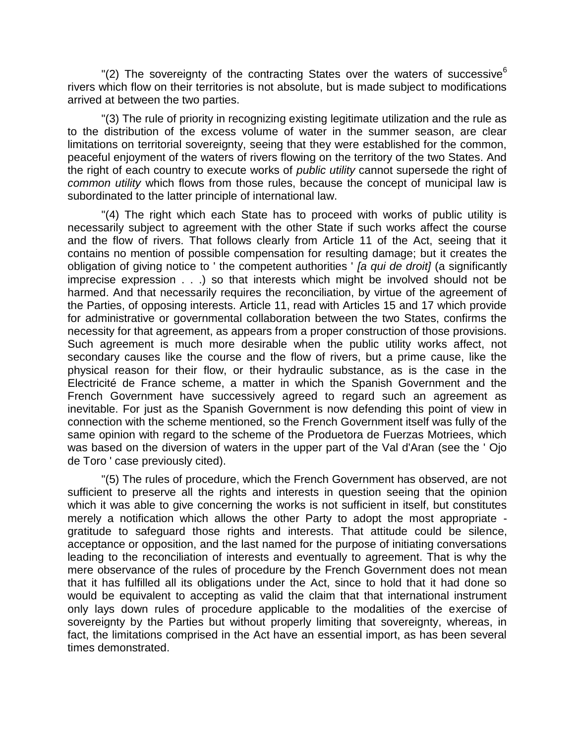"(2) The sovereignty of the contracting States over the waters of successive[6] rivers which flow on their territories is not absolute, but is made subject to modifications arrived at between the two parties.

"(3) The rule of priority in recognizing existing legitimate utilization and the rule as to the distribution of the excess volume of water in the summer season, are clear limitations on territorial sovereignty, seeing that they were established for the common, peaceful enjoyment of the waters of rivers flowing on the territory of the two States. And the right of each country to execute works of *public utility* cannot supersede the right of *common utility* which flows from those rules, because the concept of municipal law is subordinated to the latter principle of international law.

"(4) The right which each State has to proceed with works of public utility is necessarily subject to agreement with the other State if such works affect the course and the flow of rivers. That follows clearly from Article 11 of the Act, seeing that it contains no mention of possible compensation for resulting damage; but it creates the obligation of giving notice to ' the competent authorities ' *[a qui de droit]* (a significantly imprecise expression . . .) so that interests which might be involved should not be harmed. And that necessarily requires the reconciliation, by virtue of the agreement of the Parties, of opposing interests. Article 11, read with Articles 15 and 17 which provide for administrative or governmental collaboration between the two States, confirms the necessity for that agreement, as appears from a proper construction of those provisions. Such agreement is much more desirable when the public utility works affect, not secondary causes like the course and the flow of rivers, but a prime cause, like the physical reason for their flow, or their hydraulic substance, as is the case in the Electricité de France scheme, a matter in which the Spanish Government and the French Government have successively agreed to regard such an agreement as inevitable. For just as the Spanish Government is now defending this point of view in connection with the scheme mentioned, so the French Government itself was fully of the same opinion with regard to the scheme of the Produetora de Fuerzas Motriees, which was based on the diversion of waters in the upper part of the Val d'Aran (see the ' Ojo de Toro ' case previously cited).

"(5) The rules of procedure, which the French Government has observed, are not sufficient to preserve all the rights and interests in question seeing that the opinion which it was able to give concerning the works is not sufficient in itself, but constitutes merely a notification which allows the other Party to adopt the most appropriate - gratitude to safeguard those rights and interests. That attitude could be silence, acceptance or opposition, and the last named for the purpose of initiating conversations leading to the reconciliation of interests and eventually to agreement. That is why the mere observance of the rules of procedure by the French Government does not mean that it has fulfilled all its obligations under the Act, since to hold that it had done so would be equivalent to accepting as valid the claim that that international instrument only lays down rules of procedure applicable to the modalities of the exercise of sovereignty by the Parties but without properly limiting that sovereignty, whereas, in fact, the limitations comprised in the Act have an essential import, as has been several times demonstrated.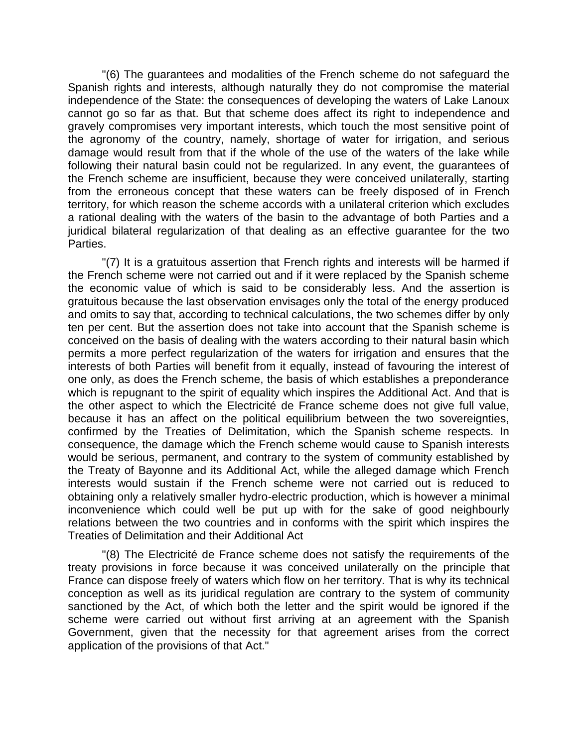"(6) The guarantees and modalities of the French scheme do not safeguard the Spanish rights and interests, although naturally they do not compromise the material independence of the State: the consequences of developing the waters of Lake Lanoux cannot go so far as that. But that scheme does affect its right to independence and gravely compromises very important interests, which touch the most sensitive point of the agronomy of the country, namely, shortage of water for irrigation, and serious damage would result from that if the whole of the use of the waters of the lake while following their natural basin could not be regularized. In any event, the guarantees of the French scheme are insufficient, because they were conceived unilaterally, starting from the erroneous concept that these waters can be freely disposed of in French territory, for which reason the scheme accords with a unilateral criterion which excludes a rational dealing with the waters of the basin to the advantage of both Parties and a juridical bilateral regularization of that dealing as an effective guarantee for the two Parties.

"(7) It is a gratuitous assertion that French rights and interests will be harmed if the French scheme were not carried out and if it were replaced by the Spanish scheme the economic value of which is said to be considerably less. And the assertion is gratuitous because the last observation envisages only the total of the energy produced and omits to say that, according to technical calculations, the two schemes differ by only ten per cent. But the assertion does not take into account that the Spanish scheme is conceived on the basis of dealing with the waters according to their natural basin which permits a more perfect regularization of the waters for irrigation and ensures that the interests of both Parties will benefit from it equally, instead of favouring the interest of one only, as does the French scheme, the basis of which establishes a preponderance which is repugnant to the spirit of equality which inspires the Additional Act. And that is the other aspect to which the Electricité de France scheme does not give full value, because it has an affect on the political equilibrium between the two sovereignties, confirmed by the Treaties of Delimitation, which the Spanish scheme respects. In consequence, the damage which the French scheme would cause to Spanish interests would be serious, permanent, and contrary to the system of community established by the Treaty of Bayonne and its Additional Act, while the alleged damage which French interests would sustain if the French scheme were not carried out is reduced to obtaining only a relatively smaller hydro-electric production, which is however a minimal inconvenience which could well be put up with for the sake of good neighbourly relations between the two countries and in conforms with the spirit which inspires the Treaties of Delimitation and their Additional Act

"(8) The Electricité de France scheme does not satisfy the requirements of the treaty provisions in force because it was conceived unilaterally on the principle that France can dispose freely of waters which flow on her territory. That is why its technical conception as well as its juridical regulation are contrary to the system of community sanctioned by the Act, of which both the letter and the spirit would be ignored if the scheme were carried out without first arriving at an agreement with the Spanish Government, given that the necessity for that agreement arises from the correct application of the provisions of that Act."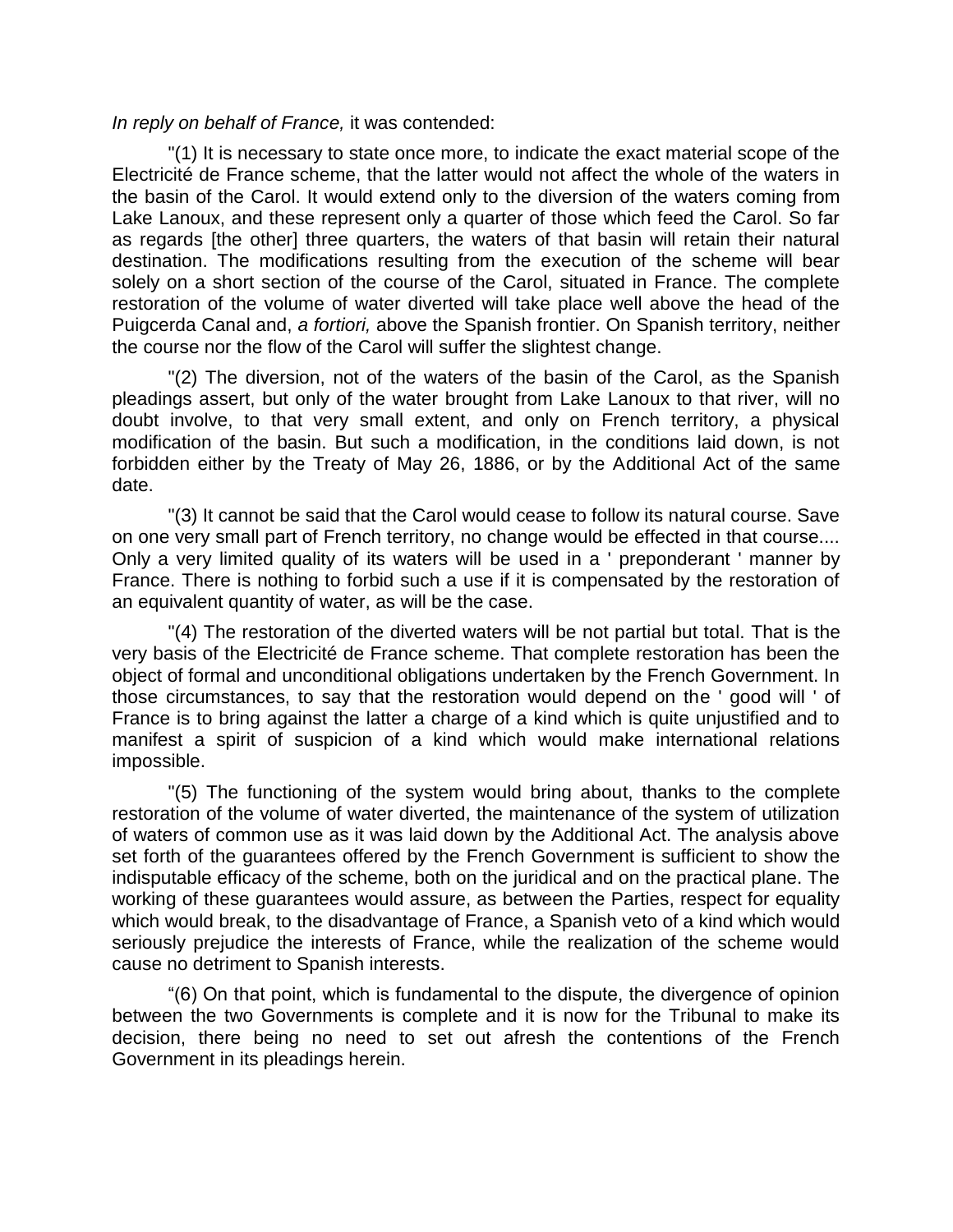*In reply on behalf of France,* it was contended:

"(1) It is necessary to state once more, to indicate the exact material scope of the Electricité de France scheme, that the latter would not affect the whole of the waters in the basin of the Carol. It would extend only to the diversion of the waters coming from Lake Lanoux, and these represent only a quarter of those which feed the Carol. So far as regards [the other] three quarters, the waters of that basin will retain their natural destination. The modifications resulting from the execution of the scheme will bear solely on a short section of the course of the Carol, situated in France. The complete restoration of the volume of water diverted will take place well above the head of the Puigcerda Canal and, *a fortiori,* above the Spanish frontier. On Spanish territory, neither the course nor the flow of the Carol will suffer the slightest change.

"(2) The diversion, not of the waters of the basin of the Carol, as the Spanish pleadings assert, but only of the water brought from Lake Lanoux to that river, will no doubt involve, to that very small extent, and only on French territory, a physical modification of the basin. But such a modification, in the conditions laid down, is not forbidden either by the Treaty of May 26, 1886, or by the Additional Act of the same date.

"(3) It cannot be said that the Carol would cease to follow its natural course. Save on one very small part of French territory, no change would be effected in that course.... Only a very limited quality of its waters will be used in a ' preponderant ' manner by France. There is nothing to forbid such a use if it is compensated by the restoration of an equivalent quantity of water, as will be the case.

"(4) The restoration of the diverted waters will be not partial but total. That is the very basis of the Electricité de France scheme. That complete restoration has been the object of formal and unconditional obligations undertaken by the French Government. In those circumstances, to say that the restoration would depend on the ' good will ' of France is to bring against the latter a charge of a kind which is quite unjustified and to manifest a spirit of suspicion of a kind which would make international relations impossible.

"(5) The functioning of the system would bring about, thanks to the complete restoration of the volume of water diverted, the maintenance of the system of utilization of waters of common use as it was laid down by the Additional Act. The analysis above set forth of the guarantees offered by the French Government is sufficient to show the indisputable efficacy of the scheme, both on the juridical and on the practical plane. The working of these guarantees would assure, as between the Parties, respect for equality which would break, to the disadvantage of France, a Spanish veto of a kind which would seriously prejudice the interests of France, while the realization of the scheme would cause no detriment to Spanish interests.

"(6) On that point, which is fundamental to the dispute, the divergence of opinion between the two Governments is complete and it is now for the Tribunal to make its decision, there being no need to set out afresh the contentions of the French Government in its pleadings herein.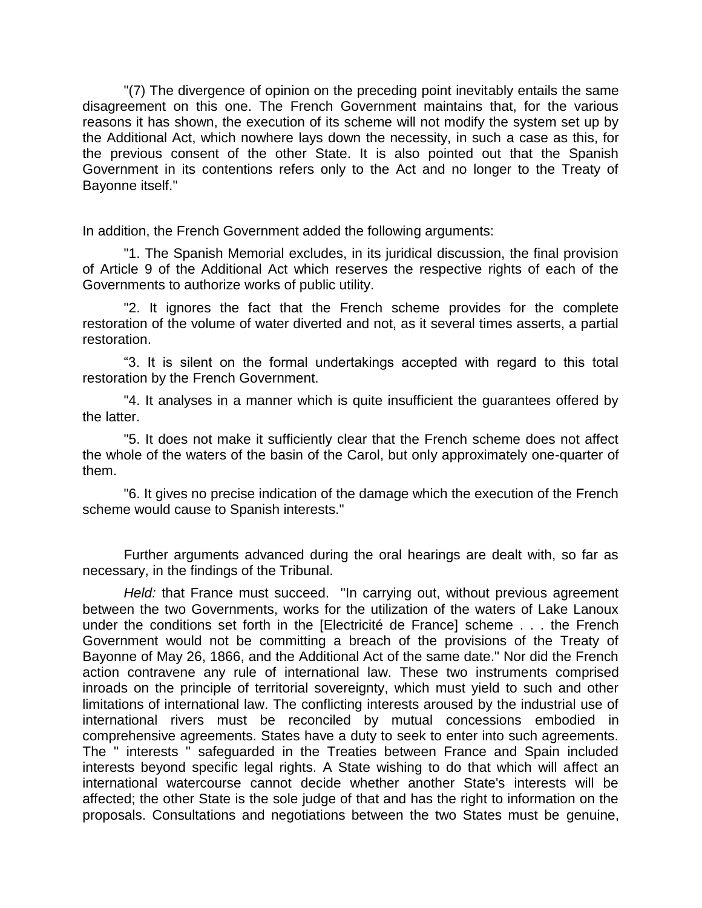"(7) The divergence of opinion on the preceding point inevitably entails the same disagreement on this one. The French Government maintains that, for the various reasons it has shown, the execution of its scheme will not modify the system set up by the Additional Act, which nowhere lays down the necessity, in such a case as this, for the previous consent of the other State. It is also pointed out that the Spanish Government in its contentions refers only to the Act and no longer to the Treaty of Bayonne itself."

In addition, the French Government added the following arguments:

"1. The Spanish Memorial excludes, in its juridical discussion, the final provision of Article 9 of the Additional Act which reserves the respective rights of each of the Governments to authorize works of public utility.

"2. It ignores the fact that the French scheme provides for the complete restoration of the volume of water diverted and not, as it several times asserts, a partial restoration.

"3. It is silent on the formal undertakings accepted with regard to this total restoration by the French Government.

"4. It analyses in a manner which is quite insufficient the guarantees offered by the latter.

"5. It does not make it sufficiently clear that the French scheme does not affect the whole of the waters of the basin of the Carol, but only approximately one-quarter of them.

"6. It gives no precise indication of the damage which the execution of the French scheme would cause to Spanish interests."

Further arguments advanced during the oral hearings are dealt with, so far as necessary, in the findings of the Tribunal.

*Held:* that France must succeed. "In carrying out, without previous agreement between the two Governments, works for the utilization of the waters of Lake Lanoux under the conditions set forth in the [Electricité de France] scheme . . . the French Government would not be committing a breach of the provisions of the Treaty of Bayonne of May 26, 1866, and the Additional Act of the same date." Nor did the French action contravene any rule of international law. These two instruments comprised inroads on the principle of territorial sovereignty, which must yield to such and other limitations of international law. The conflicting interests aroused by the industrial use of international rivers must be reconciled by mutual concessions embodied in comprehensive agreements. States have a duty to seek to enter into such agreements. The " interests " safeguarded in the Treaties between France and Spain included interests beyond specific legal rights. A State wishing to do that which will affect an international watercourse cannot decide whether another State's interests will be affected; the other State is the sole judge of that and has the right to information on the proposals. Consultations and negotiations between the two States must be genuine,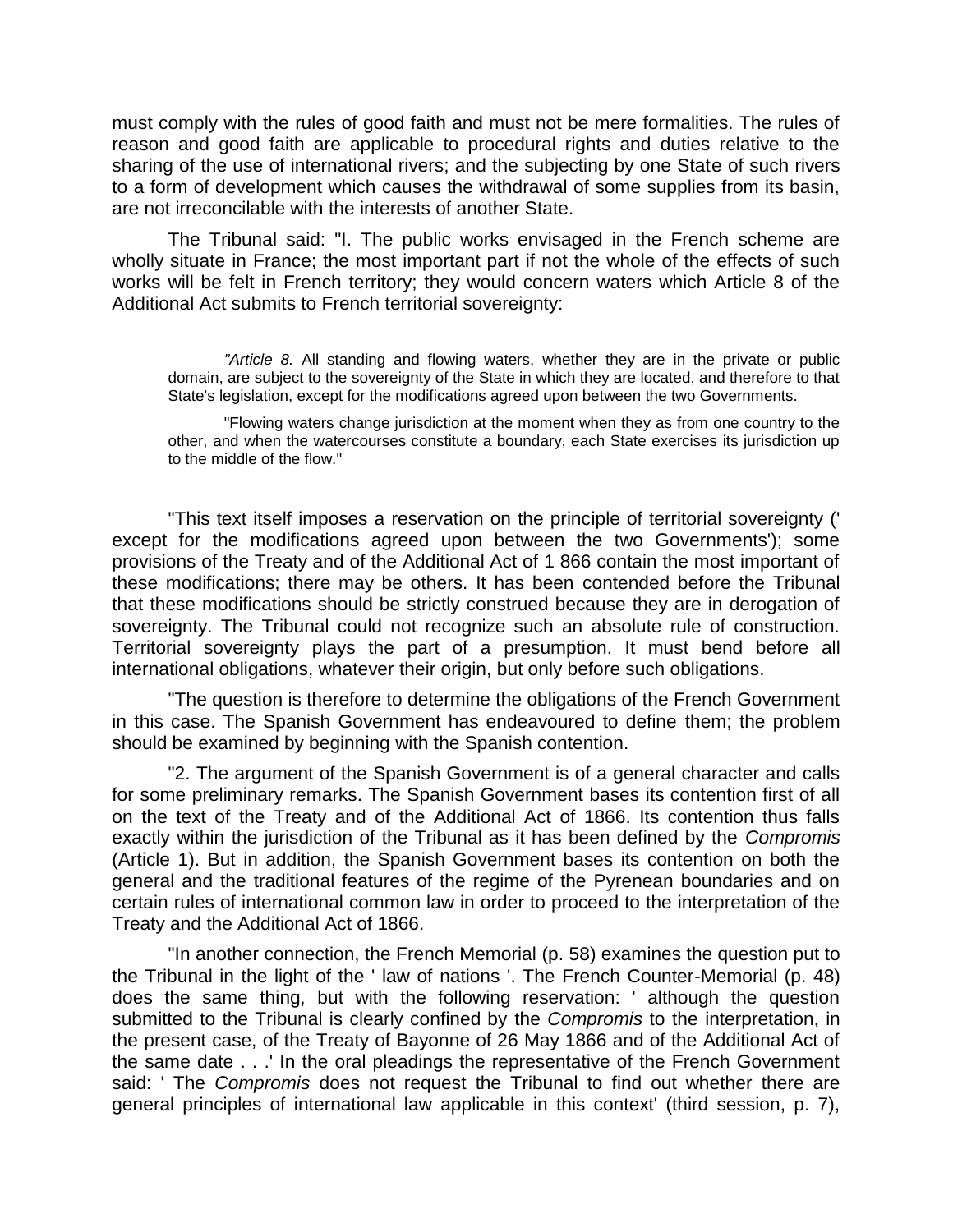must comply with the rules of good faith and must not be mere formalities. The rules of reason and good faith are applicable to procedural rights and duties relative to the sharing of the use of international rivers; and the subjecting by one State of such rivers to a form of development which causes the withdrawal of some supplies from its basin, are not irreconcilable with the interests of another State.

The Tribunal said: "I. The public works envisaged in the French scheme are wholly situate in France; the most important part if not the whole of the effects of such works will be felt in French territory; they would concern waters which Article 8 of the Additional Act submits to French territorial sovereignty:

> *"Article 8.* All standing and flowing waters, whether they are in the private or public domain, are subject to the sovereignty of the State in which they are located, and therefore to that State's legislation, except for the modifications agreed upon between the two Governments.
>
> "Flowing waters change jurisdiction at the moment when they as from one country to the other, and when the watercourses constitute a boundary, each State exercises its jurisdiction up to the middle of the flow."

"This text itself imposes a reservation on the principle of territorial sovereignty (' except for the modifications agreed upon between the two Governments'); some provisions of the Treaty and of the Additional Act of 1 866 contain the most important of these modifications; there may be others. It has been contended before the Tribunal that these modifications should be strictly construed because they are in derogation of sovereignty. The Tribunal could not recognize such an absolute rule of construction. Territorial sovereignty plays the part of a presumption. It must bend before all international obligations, whatever their origin, but only before such obligations.

"The question is therefore to determine the obligations of the French Government in this case. The Spanish Government has endeavoured to define them; the problem should be examined by beginning with the Spanish contention.

"2. The argument of the Spanish Government is of a general character and calls for some preliminary remarks. The Spanish Government bases its contention first of all on the text of the Treaty and of the Additional Act of 1866. Its contention thus falls exactly within the jurisdiction of the Tribunal as it has been defined by the *Compromis* (Article 1). But in addition, the Spanish Government bases its contention on both the general and the traditional features of the regime of the Pyrenean boundaries and on certain rules of international common law in order to proceed to the interpretation of the Treaty and the Additional Act of 1866.

"In another connection, the French Memorial (p. 58) examines the question put to the Tribunal in the light of the ' law of nations '. The French Counter-Memorial (p. 48) does the same thing, but with the following reservation: ' although the question submitted to the Tribunal is clearly confined by the *Compromis* to the interpretation, in the present case, of the Treaty of Bayonne of 26 May 1866 and of the Additional Act of the same date . . .' In the oral pleadings the representative of the French Government said: ' The *Compromis* does not request the Tribunal to find out whether there are general principles of international law applicable in this context' (third session, p. 7),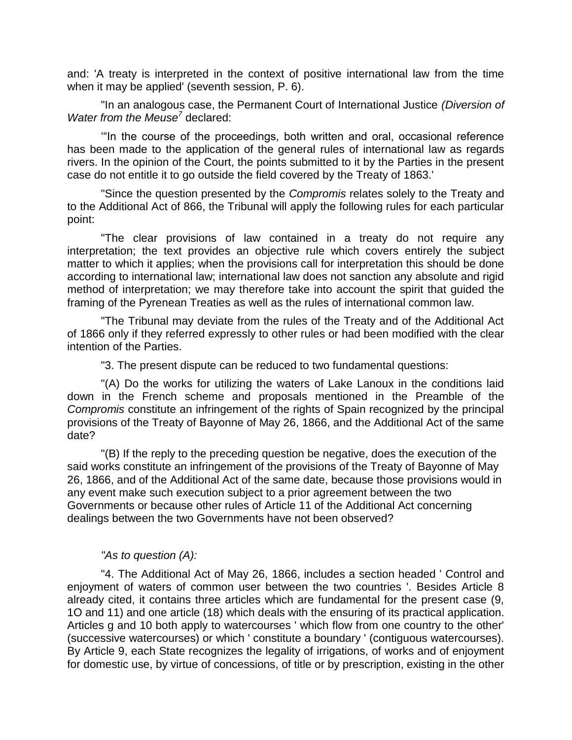and: 'A treaty is interpreted in the context of positive international law from the time when it may be applied' (seventh session, P. 6).

"In an analogous case, the Permanent Court of International Justice *(Diversion of Water from the Meuse*[7] declared:

'"In the course of the proceedings, both written and oral, occasional reference has been made to the application of the general rules of international law as regards rivers. In the opinion of the Court, the points submitted to it by the Parties in the present case do not entitle it to go outside the field covered by the Treaty of 1863.'

"Since the question presented by the *Compromis* relates solely to the Treaty and to the Additional Act of 866, the Tribunal will apply the following rules for each particular point:

"The clear provisions of law contained in a treaty do not require any interpretation; the text provides an objective rule which covers entirely the subject matter to which it applies; when the provisions call for interpretation this should be done according to international law; international law does not sanction any absolute and rigid method of interpretation; we may therefore take into account the spirit that guided the framing of the Pyrenean Treaties as well as the rules of international common law.

"The Tribunal may deviate from the rules of the Treaty and of the Additional Act of 1866 only if they referred expressly to other rules or had been modified with the clear intention of the Parties.

"3. The present dispute can be reduced to two fundamental questions:

"(A) Do the works for utilizing the waters of Lake Lanoux in the conditions laid down in the French scheme and proposals mentioned in the Preamble of the *Compromis* constitute an infringement of the rights of Spain recognized by the principal provisions of the Treaty of Bayonne of May 26, 1866, and the Additional Act of the same date?

"(B) If the reply to the preceding question be negative, does the execution of the said works constitute an infringement of the provisions of the Treaty of Bayonne of May 26, 1866, and of the Additional Act of the same date, because those provisions would in any event make such execution subject to a prior agreement between the two Governments or because other rules of Article 11 of the Additional Act concerning dealings between the two Governments have not been observed?

*"As to question (A):*

"4. The Additional Act of May 26, 1866, includes a section headed ' Control and enjoyment of waters of common user between the two countries '. Besides Article 8 already cited, it contains three articles which are fundamental for the present case (9, 1O and 11) and one article (18) which deals with the ensuring of its practical application. Articles g and 10 both apply to watercourses ' which flow from one country to the other' (successive watercourses) or which ' constitute a boundary ' (contiguous watercourses). By Article 9, each State recognizes the legality of irrigations, of works and of enjoyment for domestic use, by virtue of concessions, of title or by prescription, existing in the other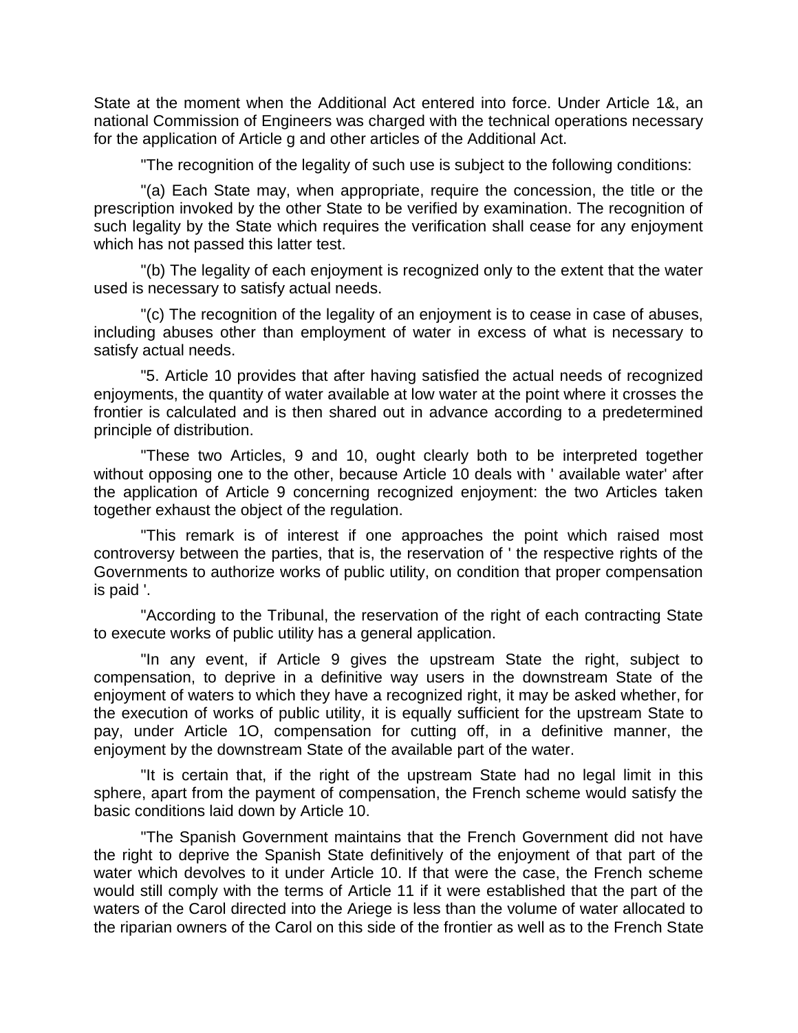State at the moment when the Additional Act entered into force. Under Article 1&, an national Commission of Engineers was charged with the technical operations necessary for the application of Article g and other articles of the Additional Act.

"The recognition of the legality of such use is subject to the following conditions:

"(a) Each State may, when appropriate, require the concession, the title or the prescription invoked by the other State to be verified by examination. The recognition of such legality by the State which requires the verification shall cease for any enjoyment which has not passed this latter test.

"(b) The legality of each enjoyment is recognized only to the extent that the water used is necessary to satisfy actual needs.

"(c) The recognition of the legality of an enjoyment is to cease in case of abuses, including abuses other than employment of water in excess of what is necessary to satisfy actual needs.

"5. Article 10 provides that after having satisfied the actual needs of recognized enjoyments, the quantity of water available at low water at the point where it crosses the frontier is calculated and is then shared out in advance according to a predetermined principle of distribution.

"These two Articles, 9 and 10, ought clearly both to be interpreted together without opposing one to the other, because Article 10 deals with ' available water' after the application of Article 9 concerning recognized enjoyment: the two Articles taken together exhaust the object of the regulation.

"This remark is of interest if one approaches the point which raised most controversy between the parties, that is, the reservation of ' the respective rights of the Governments to authorize works of public utility, on condition that proper compensation is paid '.

"According to the Tribunal, the reservation of the right of each contracting State to execute works of public utility has a general application.

"In any event, if Article 9 gives the upstream State the right, subject to compensation, to deprive in a definitive way users in the downstream State of the enjoyment of waters to which they have a recognized right, it may be asked whether, for the execution of works of public utility, it is equally sufficient for the upstream State to pay, under Article 1O, compensation for cutting off, in a definitive manner, the enjoyment by the downstream State of the available part of the water.

"It is certain that, if the right of the upstream State had no legal limit in this sphere, apart from the payment of compensation, the French scheme would satisfy the basic conditions laid down by Article 10.

"The Spanish Government maintains that the French Government did not have the right to deprive the Spanish State definitively of the enjoyment of that part of the water which devolves to it under Article 10. If that were the case, the French scheme would still comply with the terms of Article 11 if it were established that the part of the waters of the Carol directed into the Ariege is less than the volume of water allocated to the riparian owners of the Carol on this side of the frontier as well as to the French State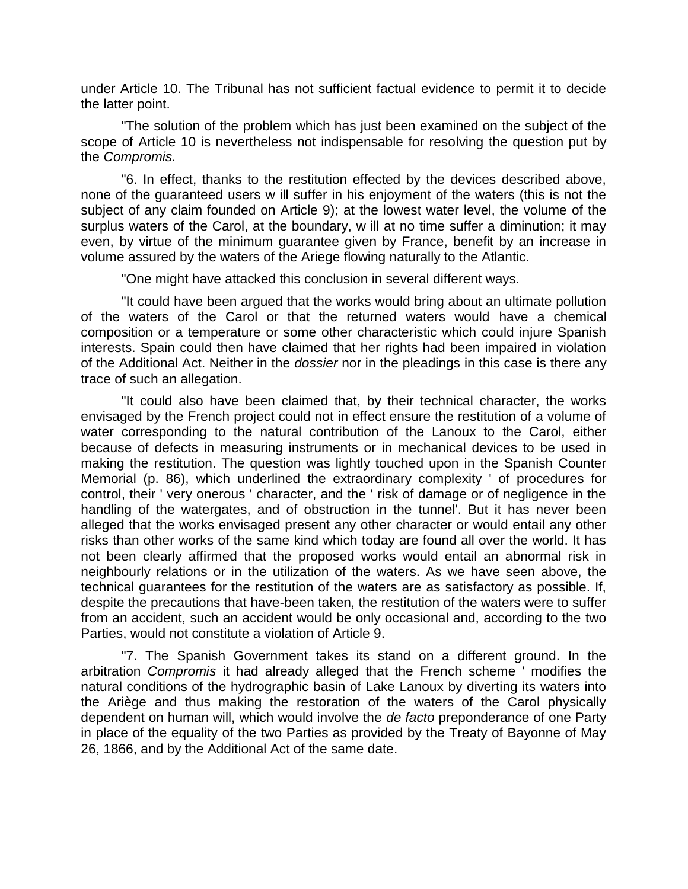under Article 10. The Tribunal has not sufficient factual evidence to permit it to decide the latter point.

"The solution of the problem which has just been examined on the subject of the scope of Article 10 is nevertheless not indispensable for resolving the question put by the *Compromis.*

"6. In effect, thanks to the restitution effected by the devices described above, none of the guaranteed users w ill suffer in his enjoyment of the waters (this is not the subject of any claim founded on Article 9); at the lowest water level, the volume of the surplus waters of the Carol, at the boundary, w ill at no time suffer a diminution; it may even, by virtue of the minimum guarantee given by France, benefit by an increase in volume assured by the waters of the Ariege flowing naturally to the Atlantic.

"One might have attacked this conclusion in several different ways.

"It could have been argued that the works would bring about an ultimate pollution of the waters of the Carol or that the returned waters would have a chemical composition or a temperature or some other characteristic which could injure Spanish interests. Spain could then have claimed that her rights had been impaired in violation of the Additional Act. Neither in the *dossier* nor in the pleadings in this case is there any trace of such an allegation.

"It could also have been claimed that, by their technical character, the works envisaged by the French project could not in effect ensure the restitution of a volume of water corresponding to the natural contribution of the Lanoux to the Carol, either because of defects in measuring instruments or in mechanical devices to be used in making the restitution. The question was lightly touched upon in the Spanish Counter Memorial (p. 86), which underlined the extraordinary complexity ' of procedures for control, their ' very onerous ' character, and the ' risk of damage or of negligence in the handling of the watergates, and of obstruction in the tunnel'. But it has never been alleged that the works envisaged present any other character or would entail any other risks than other works of the same kind which today are found all over the world. It has not been clearly affirmed that the proposed works would entail an abnormal risk in neighbourly relations or in the utilization of the waters. As we have seen above, the technical guarantees for the restitution of the waters are as satisfactory as possible. If, despite the precautions that have-been taken, the restitution of the waters were to suffer from an accident, such an accident would be only occasional and, according to the two Parties, would not constitute a violation of Article 9.

"7. The Spanish Government takes its stand on a different ground. In the arbitration *Compromis* it had already alleged that the French scheme ' modifies the natural conditions of the hydrographic basin of Lake Lanoux by diverting its waters into the Ariège and thus making the restoration of the waters of the Carol physically dependent on human will, which would involve the *de facto* preponderance of one Party in place of the equality of the two Parties as provided by the Treaty of Bayonne of May 26, 1866, and by the Additional Act of the same date.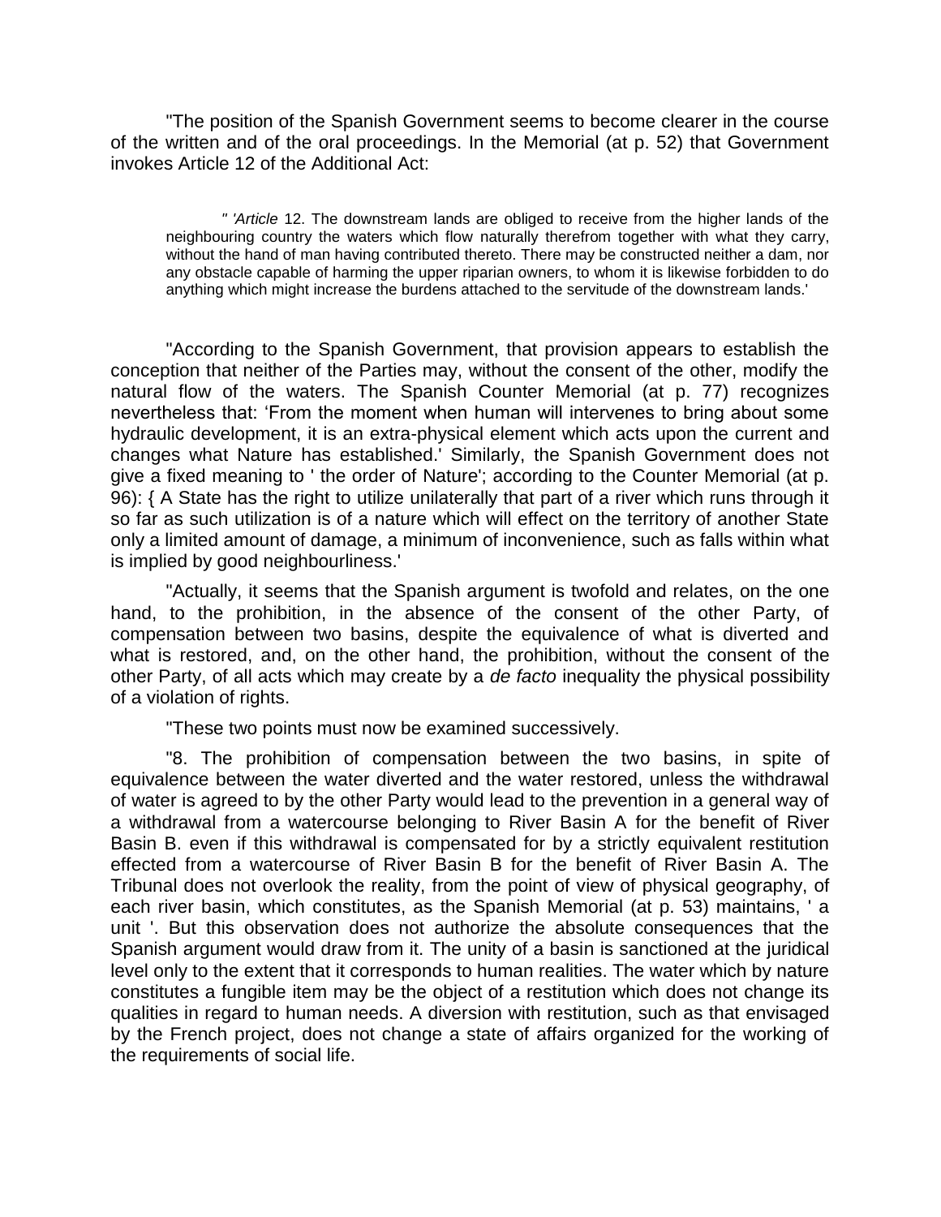"The position of the Spanish Government seems to become clearer in the course of the written and of the oral proceedings. In the Memorial (at p. 52) that Government invokes Article 12 of the Additional Act:

> " '*Article* 12. The downstream lands are obliged to receive from the higher lands of the neighbouring country the waters which flow naturally therefrom together with what they carry, without the hand of man having contributed thereto. There may be constructed neither a dam, nor any obstacle capable of harming the upper riparian owners, to whom it is likewise forbidden to do anything which might increase the burdens attached to the servitude of the downstream lands.'

"According to the Spanish Government, that provision appears to establish the conception that neither of the Parties may, without the consent of the other, modify the natural flow of the waters. The Spanish Counter Memorial (at p. 77) recognizes nevertheless that: 'From the moment when human will intervenes to bring about some hydraulic development, it is an extra-physical element which acts upon the current and changes what Nature has established.' Similarly, the Spanish Government does not give a fixed meaning to ' the order of Nature'; according to the Counter Memorial (at p. 96): { A State has the right to utilize unilaterally that part of a river which runs through it so far as such utilization is of a nature which will effect on the territory of another State only a limited amount of damage, a minimum of inconvenience, such as falls within what is implied by good neighbourliness.'

"Actually, it seems that the Spanish argument is twofold and relates, on the one hand, to the prohibition, in the absence of the consent of the other Party, of compensation between two basins, despite the equivalence of what is diverted and what is restored, and, on the other hand, the prohibition, without the consent of the other Party, of all acts which may create by a *de facto* inequality the physical possibility of a violation of rights.

"These two points must now be examined successively.

"8. The prohibition of compensation between the two basins, in spite of equivalence between the water diverted and the water restored, unless the withdrawal of water is agreed to by the other Party would lead to the prevention in a general way of a withdrawal from a watercourse belonging to River Basin A for the benefit of River Basin B. even if this withdrawal is compensated for by a strictly equivalent restitution effected from a watercourse of River Basin B for the benefit of River Basin A. The Tribunal does not overlook the reality, from the point of view of physical geography, of each river basin, which constitutes, as the Spanish Memorial (at p. 53) maintains, ' a unit '. But this observation does not authorize the absolute consequences that the Spanish argument would draw from it. The unity of a basin is sanctioned at the juridical level only to the extent that it corresponds to human realities. The water which by nature constitutes a fungible item may be the object of a restitution which does not change its qualities in regard to human needs. A diversion with restitution, such as that envisaged by the French project, does not change a state of affairs organized for the working of the requirements of social life.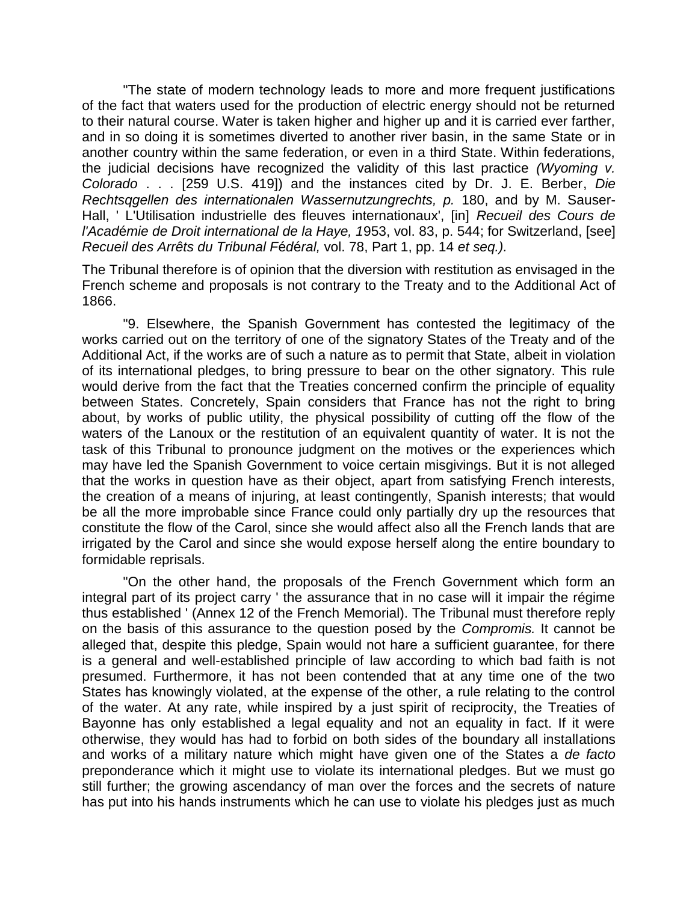"The state of modern technology leads to more and more frequent justifications of the fact that waters used for the production of electric energy should not be returned to their natural course. Water is taken higher and higher up and it is carried ever farther, and in so doing it is sometimes diverted to another river basin, in the same State or in another country within the same federation, or even in a third State. Within federations, the judicial decisions have recognized the validity of this last practice *(Wyoming v. Colorado* . . . [259 U.S. 419]) and the instances cited by Dr. J. E. Berber, *Die Rechtsqgellen des internationalen Wassernutzungrechts, p.* 180, and by M. Sauser-Hall, ' L'Utilisation industrielle des fleuves internationaux', [in] *Recueil des Cours de l'Académie de Droit international de la Haye, 1*953, vol. 83, p. 544; for Switzerland, [see] *Recueil des Arrêts du Tribunal Fédéral,* vol. 78, Part 1, pp. 14 *et seq.).*

The Tribunal therefore is of opinion that the diversion with restitution as envisaged in the French scheme and proposals is not contrary to the Treaty and to the Additional Act of 1866.

"9. Elsewhere, the Spanish Government has contested the legitimacy of the works carried out on the territory of one of the signatory States of the Treaty and of the Additional Act, if the works are of such a nature as to permit that State, albeit in violation of its international pledges, to bring pressure to bear on the other signatory. This rule would derive from the fact that the Treaties concerned confirm the principle of equality between States. Concretely, Spain considers that France has not the right to bring about, by works of public utility, the physical possibility of cutting off the flow of the waters of the Lanoux or the restitution of an equivalent quantity of water. It is not the task of this Tribunal to pronounce judgment on the motives or the experiences which may have led the Spanish Government to voice certain misgivings. But it is not alleged that the works in question have as their object, apart from satisfying French interests, the creation of a means of injuring, at least contingently, Spanish interests; that would be all the more improbable since France could only partially dry up the resources that constitute the flow of the Carol, since she would affect also all the French lands that are irrigated by the Carol and since she would expose herself along the entire boundary to formidable reprisals.

"On the other hand, the proposals of the French Government which form an integral part of its project carry ' the assurance that in no case will it impair the régime thus established ' (Annex 12 of the French Memorial). The Tribunal must therefore reply on the basis of this assurance to the question posed by the *Compromis.* It cannot be alleged that, despite this pledge, Spain would not hare a sufficient guarantee, for there is a general and well-established principle of law according to which bad faith is not presumed. Furthermore, it has not been contended that at any time one of the two States has knowingly violated, at the expense of the other, a rule relating to the control of the water. At any rate, while inspired by a just spirit of reciprocity, the Treaties of Bayonne has only established a legal equality and not an equality in fact. If it were otherwise, they would has had to forbid on both sides of the boundary all installations and works of a military nature which might have given one of the States a *de facto* preponderance which it might use to violate its international pledges. But we must go still further; the growing ascendancy of man over the forces and the secrets of nature has put into his hands instruments which he can use to violate his pledges just as much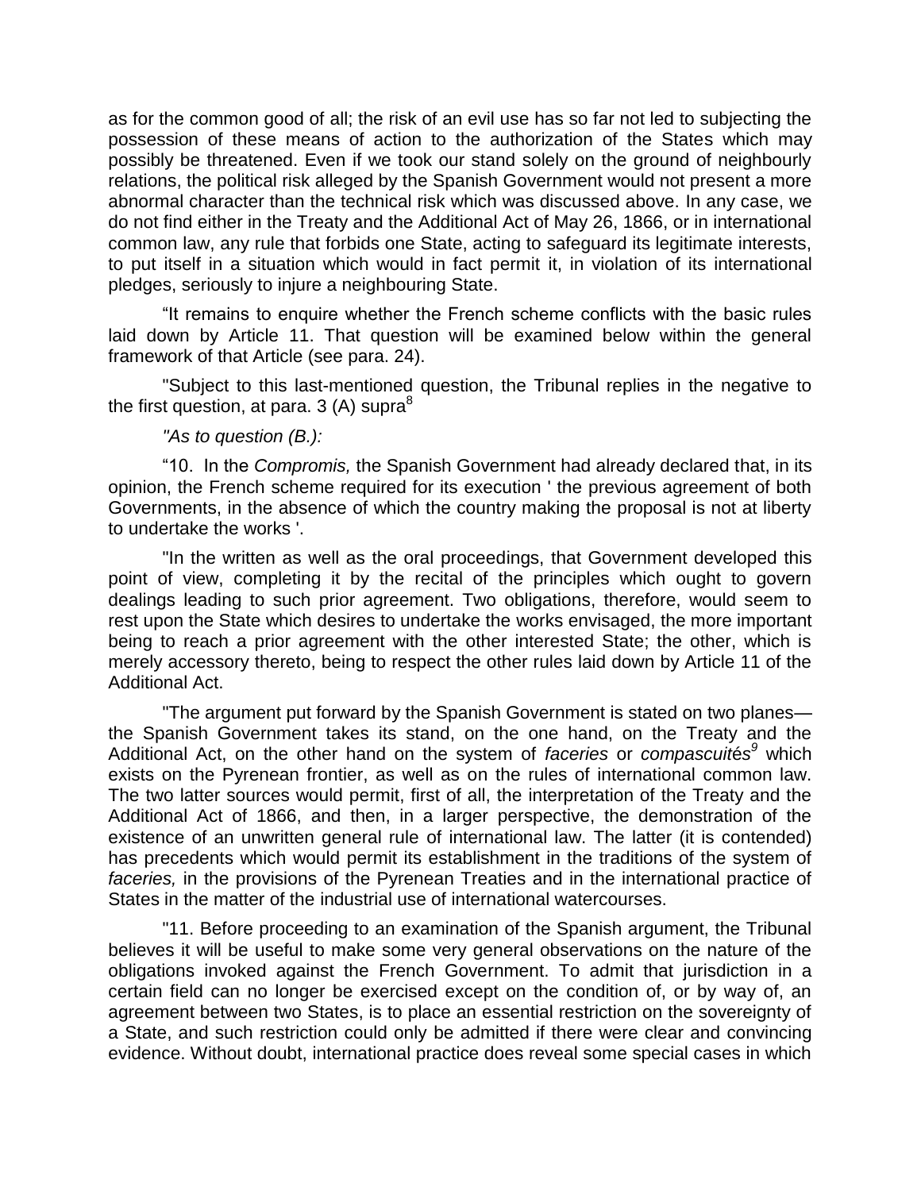as for the common good of all; the risk of an evil use has so far not led to subjecting the possession of these means of action to the authorization of the States which may possibly be threatened. Even if we took our stand solely on the ground of neighbourly relations, the political risk alleged by the Spanish Government would not present a more abnormal character than the technical risk which was discussed above. In any case, we do not find either in the Treaty and the Additional Act of May 26, 1866, or in international common law, any rule that forbids one State, acting to safeguard its legitimate interests, to put itself in a situation which would in fact permit it, in violation of its international pledges, seriously to injure a neighbouring State.

"It remains to enquire whether the French scheme conflicts with the basic rules laid down by Article 11. That question will be examined below within the general framework of that Article (see para. 24).

"Subject to this last-mentioned question, the Tribunal replies in the negative to the first question, at para. 3 (A) supra[8]

*"As to question (B.):*

"10. In the *Compromis,* the Spanish Government had already declared that, in its opinion, the French scheme required for its execution ' the previous agreement of both Governments, in the absence of which the country making the proposal is not at liberty to undertake the works '.

"In the written as well as the oral proceedings, that Government developed this point of view, completing it by the recital of the principles which ought to govern dealings leading to such prior agreement. Two obligations, therefore, would seem to rest upon the State which desires to undertake the works envisaged, the more important being to reach a prior agreement with the other interested State; the other, which is merely accessory thereto, being to respect the other rules laid down by Article 11 of the Additional Act.

"The argument put forward by the Spanish Government is stated on two planes—the Spanish Government takes its stand, on the one hand, on the Treaty and the Additional Act, on the other hand on the system of *faceries* or *compascuités*[9] which exists on the Pyrenean frontier, as well as on the rules of international common law. The two latter sources would permit, first of all, the interpretation of the Treaty and the Additional Act of 1866, and then, in a larger perspective, the demonstration of the existence of an unwritten general rule of international law. The latter (it is contended) has precedents which would permit its establishment in the traditions of the system of *faceries,* in the provisions of the Pyrenean Treaties and in the international practice of States in the matter of the industrial use of international watercourses.

"11. Before proceeding to an examination of the Spanish argument, the Tribunal believes it will be useful to make some very general observations on the nature of the obligations invoked against the French Government. To admit that jurisdiction in a certain field can no longer be exercised except on the condition of, or by way of, an agreement between two States, is to place an essential restriction on the sovereignty of a State, and such restriction could only be admitted if there were clear and convincing evidence. Without doubt, international practice does reveal some special cases in which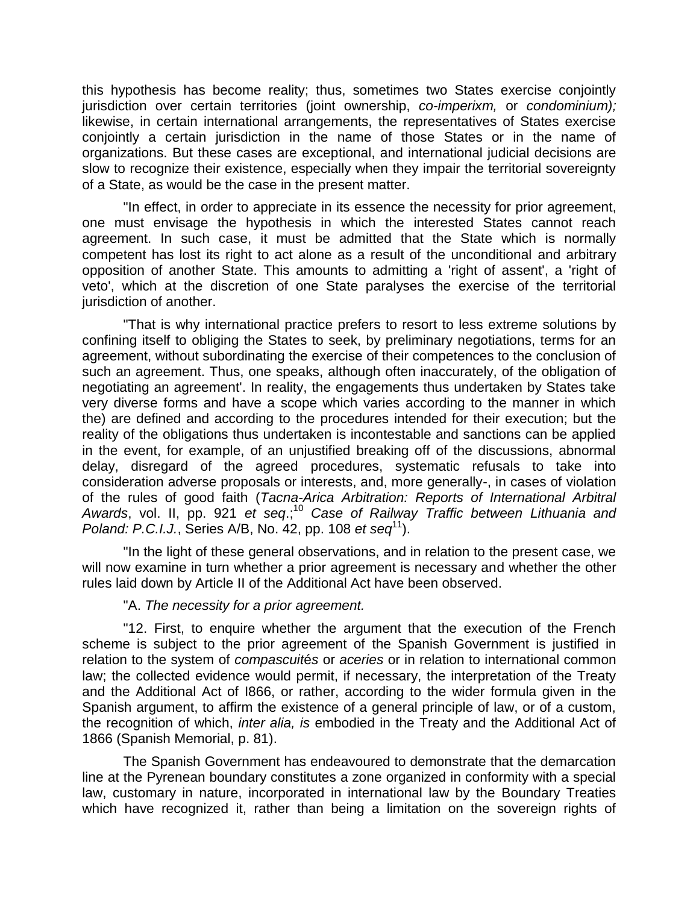this hypothesis has become reality; thus, sometimes two States exercise conjointly jurisdiction over certain territories (joint ownership, *co-imperixm,* or *condominium);* likewise, in certain international arrangements, the representatives of States exercise conjointly a certain jurisdiction in the name of those States or in the name of organizations. But these cases are exceptional, and international judicial decisions are slow to recognize their existence, especially when they impair the territorial sovereignty of a State, as would be the case in the present matter.

"In effect, in order to appreciate in its essence the necessity for prior agreement, one must envisage the hypothesis in which the interested States cannot reach agreement. In such case, it must be admitted that the State which is normally competent has lost its right to act alone as a result of the unconditional and arbitrary opposition of another State. This amounts to admitting a 'right of assent', a 'right of veto', which at the discretion of one State paralyses the exercise of the territorial jurisdiction of another.

"That is why international practice prefers to resort to less extreme solutions by confining itself to obliging the States to seek, by preliminary negotiations, terms for an agreement, without subordinating the exercise of their competences to the conclusion of such an agreement. Thus, one speaks, although often inaccurately, of the obligation of negotiating an agreement'. In reality, the engagements thus undertaken by States take very diverse forms and have a scope which varies according to the manner in which the) are defined and according to the procedures intended for their execution; but the reality of the obligations thus undertaken is incontestable and sanctions can be applied in the event, for example, of an unjustified breaking off of the discussions, abnormal delay, disregard of the agreed procedures, systematic refusals to take into consideration adverse proposals or interests, and, more generally-, in cases of violation of the rules of good faith (*Tacna-Arica Arbitration: Reports of International Arbitral Awards*, vol. II, pp. 921 *et seq*.;[10] *Case of Railway Traffic between Lithuania and Poland: P.C.I.J.*, Series A/B, No. 42, pp. 108 *et seq*[11]).

"In the light of these general observations, and in relation to the present case, we will now examine in turn whether a prior agreement is necessary and whether the other rules laid down by Article II of the Additional Act have been observed.

"A. *The necessity for a prior agreement.*

"12. First, to enquire whether the argument that the execution of the French scheme is subject to the prior agreement of the Spanish Government is justified in relation to the system of *compascuités* or *aceries* or in relation to international common law; the collected evidence would permit, if necessary, the interpretation of the Treaty and the Additional Act of I866, or rather, according to the wider formula given in the Spanish argument, to affirm the existence of a general principle of law, or of a custom, the recognition of which, *inter alia, is* embodied in the Treaty and the Additional Act of 1866 (Spanish Memorial, p. 81).

The Spanish Government has endeavoured to demonstrate that the demarcation line at the Pyrenean boundary constitutes a zone organized in conformity with a special law, customary in nature, incorporated in international law by the Boundary Treaties which have recognized it, rather than being a limitation on the sovereign rights of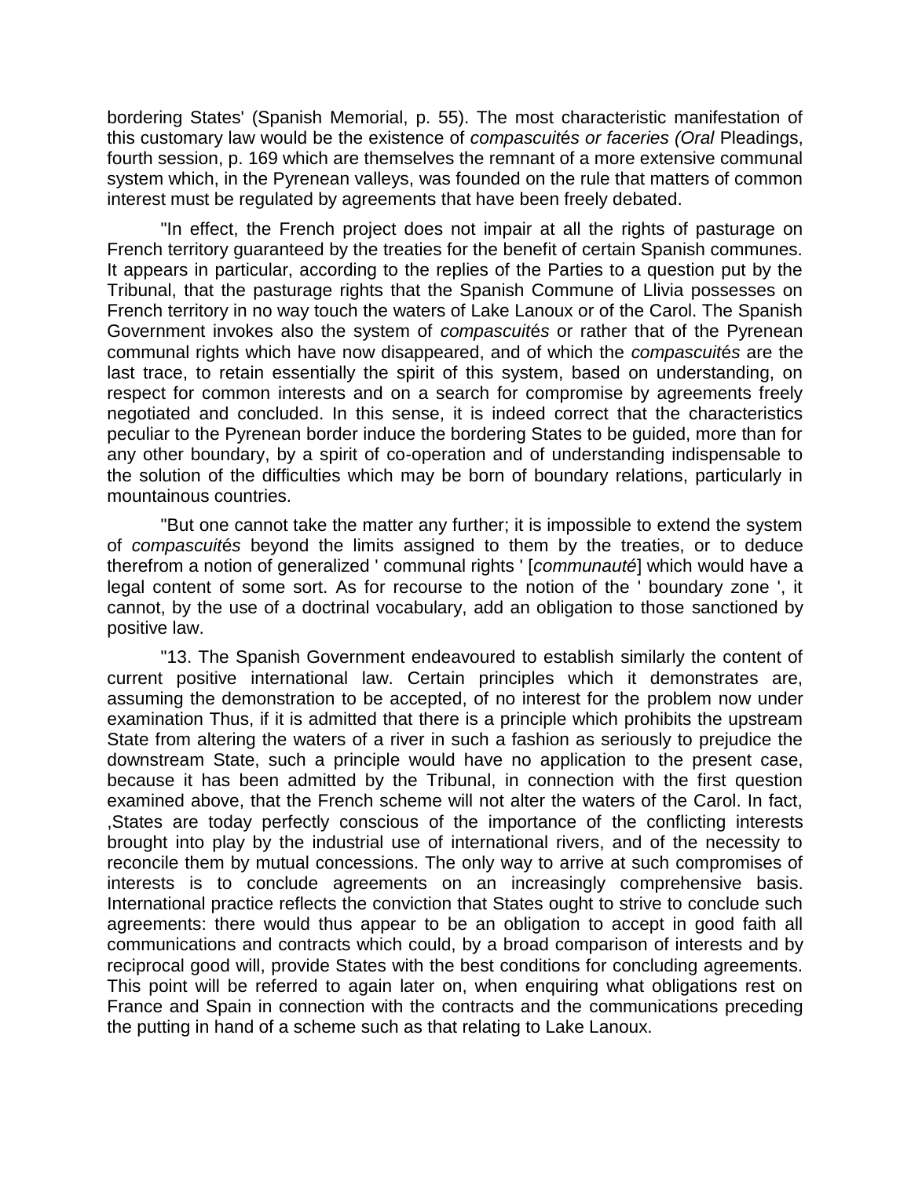bordering States' (Spanish Memorial, p. 55). The most characteristic manifestation of this customary law would be the existence of *compascuités or faceries (Oral* Pleadings, fourth session, p. 169 which are themselves the remnant of a more extensive communal system which, in the Pyrenean valleys, was founded on the rule that matters of common interest must be regulated by agreements that have been freely debated.

"In effect, the French project does not impair at all the rights of pasturage on French territory guaranteed by the treaties for the benefit of certain Spanish communes. It appears in particular, according to the replies of the Parties to a question put by the Tribunal, that the pasturage rights that the Spanish Commune of Llivia possesses on French territory in no way touch the waters of Lake Lanoux or of the Carol. The Spanish Government invokes also the system of *compascuités* or rather that of the Pyrenean communal rights which have now disappeared, and of which the *compascuités* are the last trace, to retain essentially the spirit of this system, based on understanding, on respect for common interests and on a search for compromise by agreements freely negotiated and concluded. In this sense, it is indeed correct that the characteristics peculiar to the Pyrenean border induce the bordering States to be guided, more than for any other boundary, by a spirit of co-operation and of understanding indispensable to the solution of the difficulties which may be born of boundary relations, particularly in mountainous countries.

"But one cannot take the matter any further; it is impossible to extend the system of *compascuités* beyond the limits assigned to them by the treaties, or to deduce therefrom a notion of generalized ' communal rights ' [*communauté*] which would have a legal content of some sort. As for recourse to the notion of the ' boundary zone ', it cannot, by the use of a doctrinal vocabulary, add an obligation to those sanctioned by positive law.

"13. The Spanish Government endeavoured to establish similarly the content of current positive international law. Certain principles which it demonstrates are, assuming the demonstration to be accepted, of no interest for the problem now under examination Thus, if it is admitted that there is a principle which prohibits the upstream State from altering the waters of a river in such a fashion as seriously to prejudice the downstream State, such a principle would have no application to the present case, because it has been admitted by the Tribunal, in connection with the first question examined above, that the French scheme will not alter the waters of the Carol. In fact, ,States are today perfectly conscious of the importance of the conflicting interests brought into play by the industrial use of international rivers, and of the necessity to reconcile them by mutual concessions. The only way to arrive at such compromises of interests is to conclude agreements on an increasingly comprehensive basis. International practice reflects the conviction that States ought to strive to conclude such agreements: there would thus appear to be an obligation to accept in good faith all communications and contracts which could, by a broad comparison of interests and by reciprocal good will, provide States with the best conditions for concluding agreements. This point will be referred to again later on, when enquiring what obligations rest on France and Spain in connection with the contracts and the communications preceding the putting in hand of a scheme such as that relating to Lake Lanoux.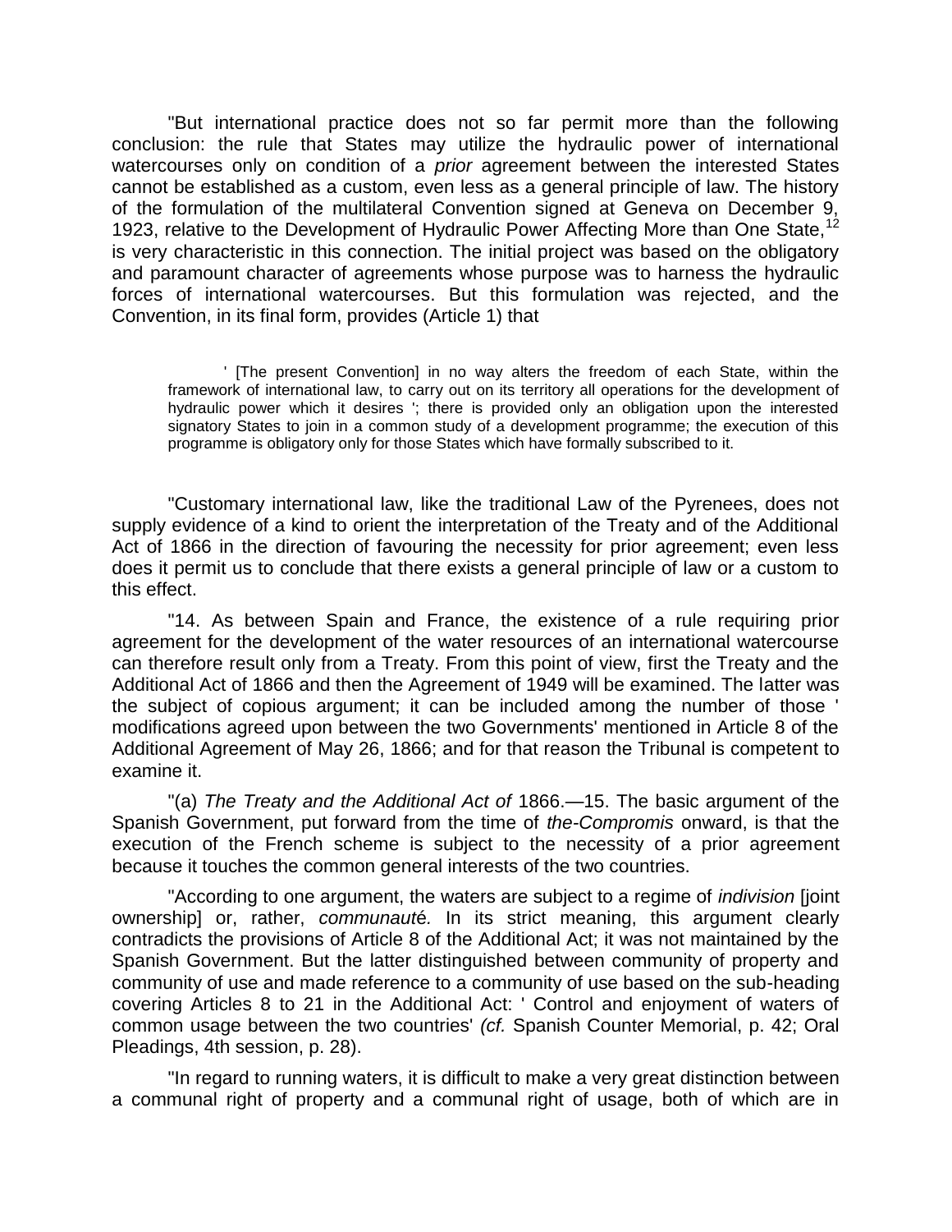"But international practice does not so far permit more than the following conclusion: the rule that States may utilize the hydraulic power of international watercourses only on condition of a *prior* agreement between the interested States cannot be established as a custom, even less as a general principle of law. The history of the formulation of the multilateral Convention signed at Geneva on December 9, 1923, relative to the Development of Hydraulic Power Affecting More than One State,[12] is very characteristic in this connection. The initial project was based on the obligatory and paramount character of agreements whose purpose was to harness the hydraulic forces of international watercourses. But this formulation was rejected, and the Convention, in its final form, provides (Article 1) that

> ' [The present Convention] in no way alters the freedom of each State, within the framework of international law, to carry out on its territory all operations for the development of hydraulic power which it desires '; there is provided only an obligation upon the interested signatory States to join in a common study of a development programme; the execution of this programme is obligatory only for those States which have formally subscribed to it.

"Customary international law, like the traditional Law of the Pyrenees, does not supply evidence of a kind to orient the interpretation of the Treaty and of the Additional Act of 1866 in the direction of favouring the necessity for prior agreement; even less does it permit us to conclude that there exists a general principle of law or a custom to this effect.

"14. As between Spain and France, the existence of a rule requiring prior agreement for the development of the water resources of an international watercourse can therefore result only from a Treaty. From this point of view, first the Treaty and the Additional Act of 1866 and then the Agreement of 1949 will be examined. The latter was the subject of copious argument; it can be included among the number of those ' modifications agreed upon between the two Governments' mentioned in Article 8 of the Additional Agreement of May 26, 1866; and for that reason the Tribunal is competent to examine it.

"(a) *The Treaty and the Additional Act of* 1866.—15. The basic argument of the Spanish Government, put forward from the time of *the-Compromis* onward, is that the execution of the French scheme is subject to the necessity of a prior agreement because it touches the common general interests of the two countries.

"According to one argument, the waters are subject to a regime of *indivision* [joint ownership] or, rather, *communauté.* In its strict meaning, this argument clearly contradicts the provisions of Article 8 of the Additional Act; it was not maintained by the Spanish Government. But the latter distinguished between community of property and community of use and made reference to a community of use based on the sub-heading covering Articles 8 to 21 in the Additional Act: ' Control and enjoyment of waters of common usage between the two countries' *(cf.* Spanish Counter Memorial, p. 42; Oral Pleadings, 4th session, p. 28).

"In regard to running waters, it is difficult to make a very great distinction between a communal right of property and a communal right of usage, both of which are in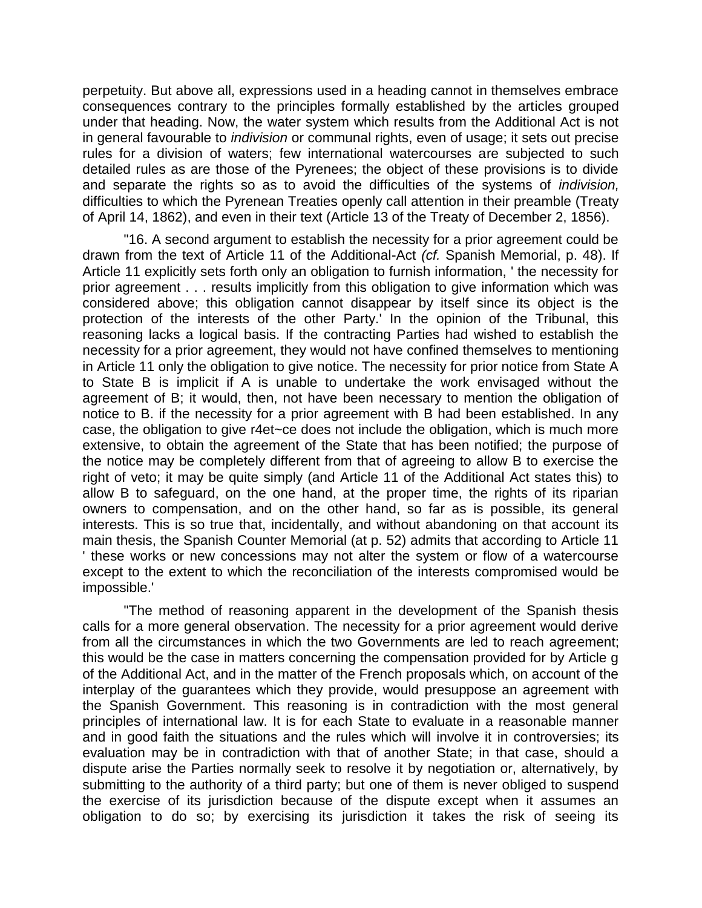perpetuity. But above all, expressions used in a heading cannot in themselves embrace consequences contrary to the principles formally established by the articles grouped under that heading. Now, the water system which results from the Additional Act is not in general favourable to *indivision* or communal rights, even of usage; it sets out precise rules for a division of waters; few international watercourses are subjected to such detailed rules as are those of the Pyrenees; the object of these provisions is to divide and separate the rights so as to avoid the difficulties of the systems of *indivision,* difficulties to which the Pyrenean Treaties openly call attention in their preamble (Treaty of April 14, 1862), and even in their text (Article 13 of the Treaty of December 2, 1856).

"16. A second argument to establish the necessity for a prior agreement could be drawn from the text of Article 11 of the Additional-Act *(cf.* Spanish Memorial, p. 48). If Article 11 explicitly sets forth only an obligation to furnish information, ' the necessity for prior agreement . . . results implicitly from this obligation to give information which was considered above; this obligation cannot disappear by itself since its object is the protection of the interests of the other Party.' In the opinion of the Tribunal, this reasoning lacks a logical basis. If the contracting Parties had wished to establish the necessity for a prior agreement, they would not have confined themselves to mentioning in Article 11 only the obligation to give notice. The necessity for prior notice from State A to State B is implicit if A is unable to undertake the work envisaged without the agreement of B; it would, then, not have been necessary to mention the obligation of notice to B. if the necessity for a prior agreement with B had been established. In any case, the obligation to give r4et~ce does not include the obligation, which is much more extensive, to obtain the agreement of the State that has been notified; the purpose of the notice may be completely different from that of agreeing to allow B to exercise the right of veto; it may be quite simply (and Article 11 of the Additional Act states this) to allow B to safeguard, on the one hand, at the proper time, the rights of its riparian owners to compensation, and on the other hand, so far as is possible, its general interests. This is so true that, incidentally, and without abandoning on that account its main thesis, the Spanish Counter Memorial (at p. 52) admits that according to Article 11 ' these works or new concessions may not alter the system or flow of a watercourse except to the extent to which the reconciliation of the interests compromised would be impossible.'

"The method of reasoning apparent in the development of the Spanish thesis calls for a more general observation. The necessity for a prior agreement would derive from all the circumstances in which the two Governments are led to reach agreement; this would be the case in matters concerning the compensation provided for by Article g of the Additional Act, and in the matter of the French proposals which, on account of the interplay of the guarantees which they provide, would presuppose an agreement with the Spanish Government. This reasoning is in contradiction with the most general principles of international law. It is for each State to evaluate in a reasonable manner and in good faith the situations and the rules which will involve it in controversies; its evaluation may be in contradiction with that of another State; in that case, should a dispute arise the Parties normally seek to resolve it by negotiation or, alternatively, by submitting to the authority of a third party; but one of them is never obliged to suspend the exercise of its jurisdiction because of the dispute except when it assumes an obligation to do so; by exercising its jurisdiction it takes the risk of seeing its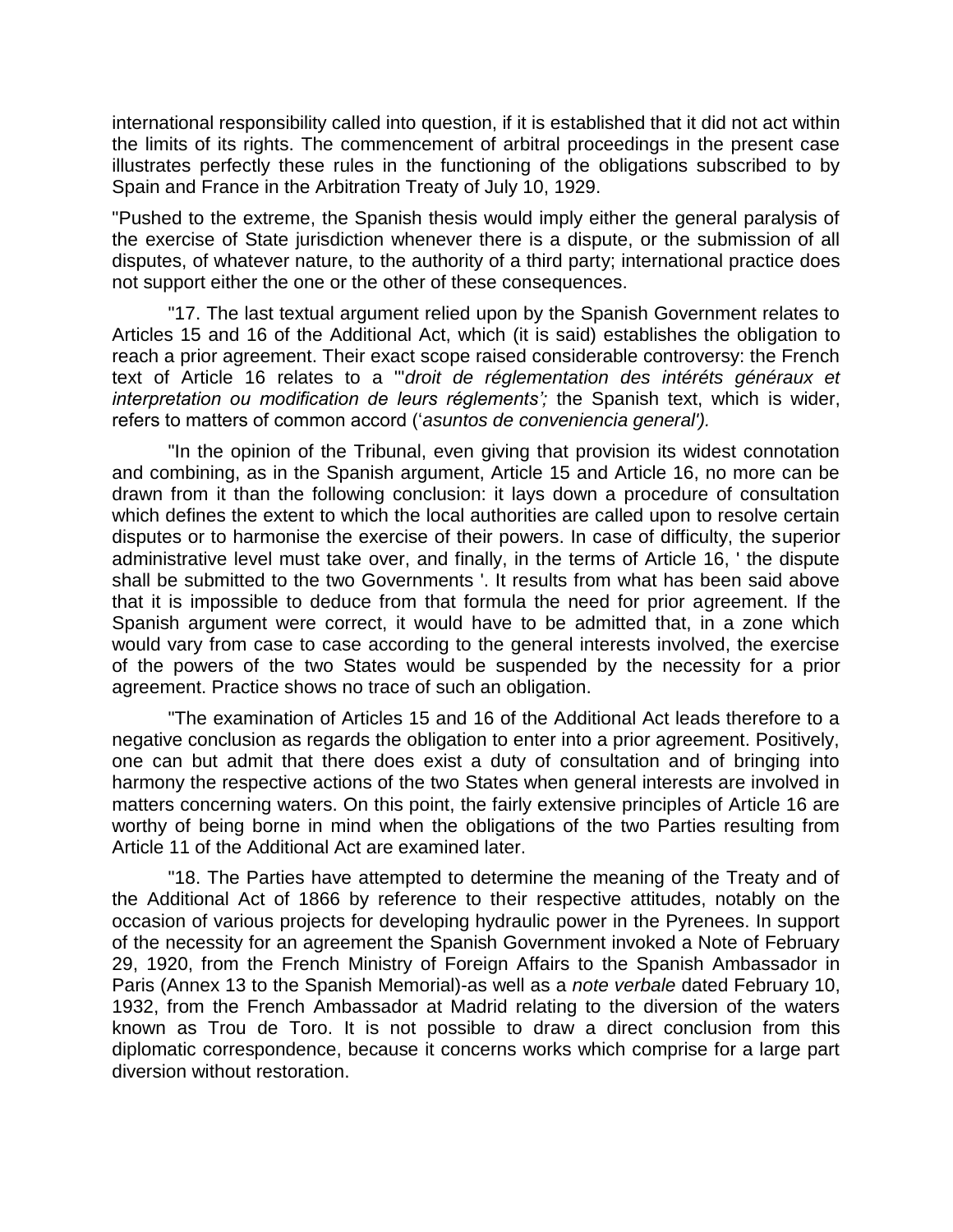international responsibility called into question, if it is established that it did not act within the limits of its rights. The commencement of arbitral proceedings in the present case illustrates perfectly these rules in the functioning of the obligations subscribed to by Spain and France in the Arbitration Treaty of July 10, 1929.

"Pushed to the extreme, the Spanish thesis would imply either the general paralysis of the exercise of State jurisdiction whenever there is a dispute, or the submission of all disputes, of whatever nature, to the authority of a third party; international practice does not support either the one or the other of these consequences.

"17. The last textual argument relied upon by the Spanish Government relates to Articles 15 and 16 of the Additional Act, which (it is said) establishes the obligation to reach a prior agreement. Their exact scope raised considerable controversy: the French text of Article 16 relates to a '"*droit de réglementation des intéréts généraux et interpretation ou modification de leurs réglements';* the Spanish text, which is wider, refers to matters of common accord ('*asuntos de conveniencia general').*

"In the opinion of the Tribunal, even giving that provision its widest connotation and combining, as in the Spanish argument, Article 15 and Article 16, no more can be drawn from it than the following conclusion: it lays down a procedure of consultation which defines the extent to which the local authorities are called upon to resolve certain disputes or to harmonise the exercise of their powers. In case of difficulty, the superior administrative level must take over, and finally, in the terms of Article 16, ' the dispute shall be submitted to the two Governments '. It results from what has been said above that it is impossible to deduce from that formula the need for prior agreement. If the Spanish argument were correct, it would have to be admitted that, in a zone which would vary from case to case according to the general interests involved, the exercise of the powers of the two States would be suspended by the necessity for a prior agreement. Practice shows no trace of such an obligation.

"The examination of Articles 15 and 16 of the Additional Act leads therefore to a negative conclusion as regards the obligation to enter into a prior agreement. Positively, one can but admit that there does exist a duty of consultation and of bringing into harmony the respective actions of the two States when general interests are involved in matters concerning waters. On this point, the fairly extensive principles of Article 16 are worthy of being borne in mind when the obligations of the two Parties resulting from Article 11 of the Additional Act are examined later.

"18. The Parties have attempted to determine the meaning of the Treaty and of the Additional Act of 1866 by reference to their respective attitudes, notably on the occasion of various projects for developing hydraulic power in the Pyrenees. In support of the necessity for an agreement the Spanish Government invoked a Note of February 29, 1920, from the French Ministry of Foreign Affairs to the Spanish Ambassador in Paris (Annex 13 to the Spanish Memorial)-as well as a *note verbale* dated February 10, 1932, from the French Ambassador at Madrid relating to the diversion of the waters known as Trou de Toro. It is not possible to draw a direct conclusion from this diplomatic correspondence, because it concerns works which comprise for a large part diversion without restoration.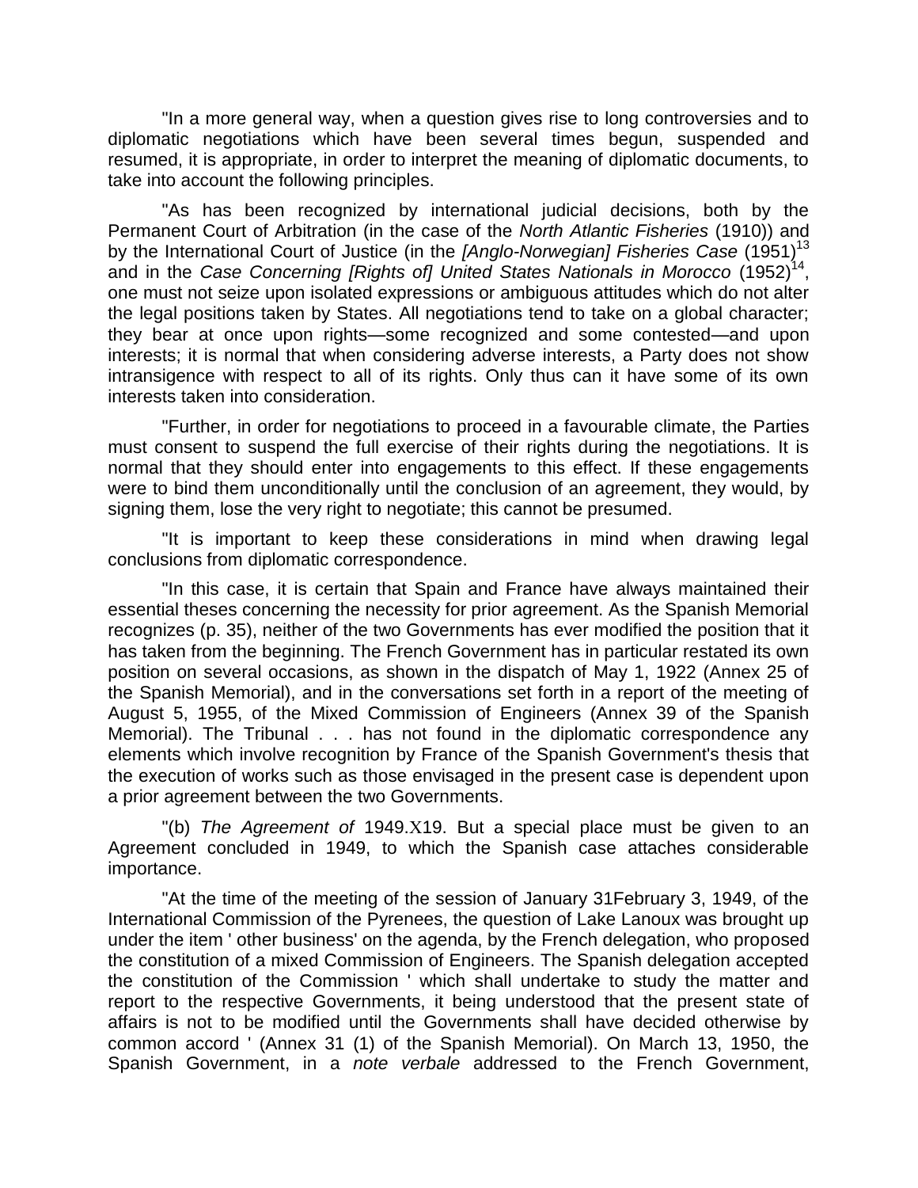"In a more general way, when a question gives rise to long controversies and to diplomatic negotiations which have been several times begun, suspended and resumed, it is appropriate, in order to interpret the meaning of diplomatic documents, to take into account the following principles.

"As has been recognized by international judicial decisions, both by the Permanent Court of Arbitration (in the case of the *North Atlantic Fisheries* (1910)) and by the International Court of Justice (in the *[Anglo-Norwegian] Fisheries Case* (1951)[13] and in the *Case Concerning [Rights of] United States Nationals in Morocco* (1952)[14], one must not seize upon isolated expressions or ambiguous attitudes which do not alter the legal positions taken by States. All negotiations tend to take on a global character; they bear at once upon rights—some recognized and some contested—and upon interests; it is normal that when considering adverse interests, a Party does not show intransigence with respect to all of its rights. Only thus can it have some of its own interests taken into consideration.

"Further, in order for negotiations to proceed in a favourable climate, the Parties must consent to suspend the full exercise of their rights during the negotiations. It is normal that they should enter into engagements to this effect. If these engagements were to bind them unconditionally until the conclusion of an agreement, they would, by signing them, lose the very right to negotiate; this cannot be presumed.

"It is important to keep these considerations in mind when drawing legal conclusions from diplomatic correspondence.

"In this case, it is certain that Spain and France have always maintained their essential theses concerning the necessity for prior agreement. As the Spanish Memorial recognizes (p. 35), neither of the two Governments has ever modified the position that it has taken from the beginning. The French Government has in particular restated its own position on several occasions, as shown in the dispatch of May 1, 1922 (Annex 25 of the Spanish Memorial), and in the conversations set forth in a report of the meeting of August 5, 1955, of the Mixed Commission of Engineers (Annex 39 of the Spanish Memorial). The Tribunal . . . has not found in the diplomatic correspondence any elements which involve recognition by France of the Spanish Government's thesis that the execution of works such as those envisaged in the present case is dependent upon a prior agreement between the two Governments.

"(b) *The Agreement of* 1949.X19. But a special place must be given to an Agreement concluded in 1949, to which the Spanish case attaches considerable importance.

"At the time of the meeting of the session of January 31February 3, 1949, of the International Commission of the Pyrenees, the question of Lake Lanoux was brought up under the item ' other business' on the agenda, by the French delegation, who proposed the constitution of a mixed Commission of Engineers. The Spanish delegation accepted the constitution of the Commission ' which shall undertake to study the matter and report to the respective Governments, it being understood that the present state of affairs is not to be modified until the Governments shall have decided otherwise by common accord ' (Annex 31 (1) of the Spanish Memorial). On March 13, 1950, the Spanish Government, in a *note verbale* addressed to the French Government,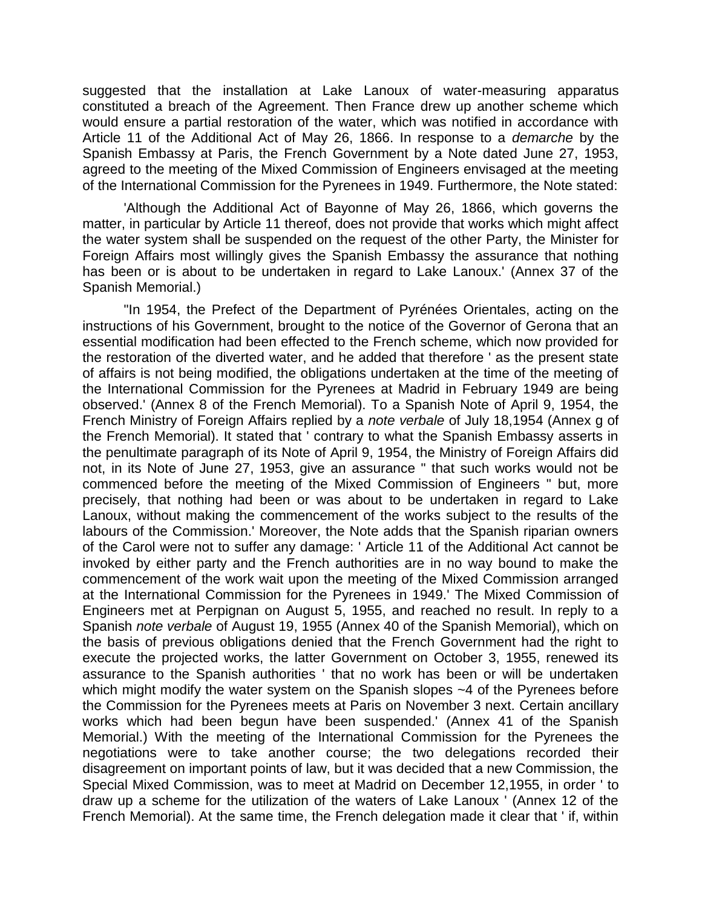suggested that the installation at Lake Lanoux of water-measuring apparatus constituted a breach of the Agreement. Then France drew up another scheme which would ensure a partial restoration of the water, which was notified in accordance with Article 11 of the Additional Act of May 26, 1866. In response to a *demarche* by the Spanish Embassy at Paris, the French Government by a Note dated June 27, 1953, agreed to the meeting of the Mixed Commission of Engineers envisaged at the meeting of the International Commission for the Pyrenees in 1949. Furthermore, the Note stated:

'Although the Additional Act of Bayonne of May 26, 1866, which governs the matter, in particular by Article 11 thereof, does not provide that works which might affect the water system shall be suspended on the request of the other Party, the Minister for Foreign Affairs most willingly gives the Spanish Embassy the assurance that nothing has been or is about to be undertaken in regard to Lake Lanoux.' (Annex 37 of the Spanish Memorial.)

"In 1954, the Prefect of the Department of Pyrénées Orientales, acting on the instructions of his Government, brought to the notice of the Governor of Gerona that an essential modification had been effected to the French scheme, which now provided for the restoration of the diverted water, and he added that therefore ' as the present state of affairs is not being modified, the obligations undertaken at the time of the meeting of the International Commission for the Pyrenees at Madrid in February 1949 are being observed.' (Annex 8 of the French Memorial). To a Spanish Note of April 9, 1954, the French Ministry of Foreign Affairs replied by a *note verbale* of July 18,1954 (Annex g of the French Memorial). It stated that ' contrary to what the Spanish Embassy asserts in the penultimate paragraph of its Note of April 9, 1954, the Ministry of Foreign Affairs did not, in its Note of June 27, 1953, give an assurance " that such works would not be commenced before the meeting of the Mixed Commission of Engineers " but, more precisely, that nothing had been or was about to be undertaken in regard to Lake Lanoux, without making the commencement of the works subject to the results of the labours of the Commission.' Moreover, the Note adds that the Spanish riparian owners of the Carol were not to suffer any damage: ' Article 11 of the Additional Act cannot be invoked by either party and the French authorities are in no way bound to make the commencement of the work wait upon the meeting of the Mixed Commission arranged at the International Commission for the Pyrenees in 1949.' The Mixed Commission of Engineers met at Perpignan on August 5, 1955, and reached no result. In reply to a Spanish *note verbale* of August 19, 1955 (Annex 40 of the Spanish Memorial), which on the basis of previous obligations denied that the French Government had the right to execute the projected works, the latter Government on October 3, 1955, renewed its assurance to the Spanish authorities ' that no work has been or will be undertaken which might modify the water system on the Spanish slopes ~4 of the Pyrenees before the Commission for the Pyrenees meets at Paris on November 3 next. Certain ancillary works which had been begun have been suspended.' (Annex 41 of the Spanish Memorial.) With the meeting of the International Commission for the Pyrenees the negotiations were to take another course; the two delegations recorded their disagreement on important points of law, but it was decided that a new Commission, the Special Mixed Commission, was to meet at Madrid on December 12,1955, in order ' to draw up a scheme for the utilization of the waters of Lake Lanoux ' (Annex 12 of the French Memorial). At the same time, the French delegation made it clear that ' if, within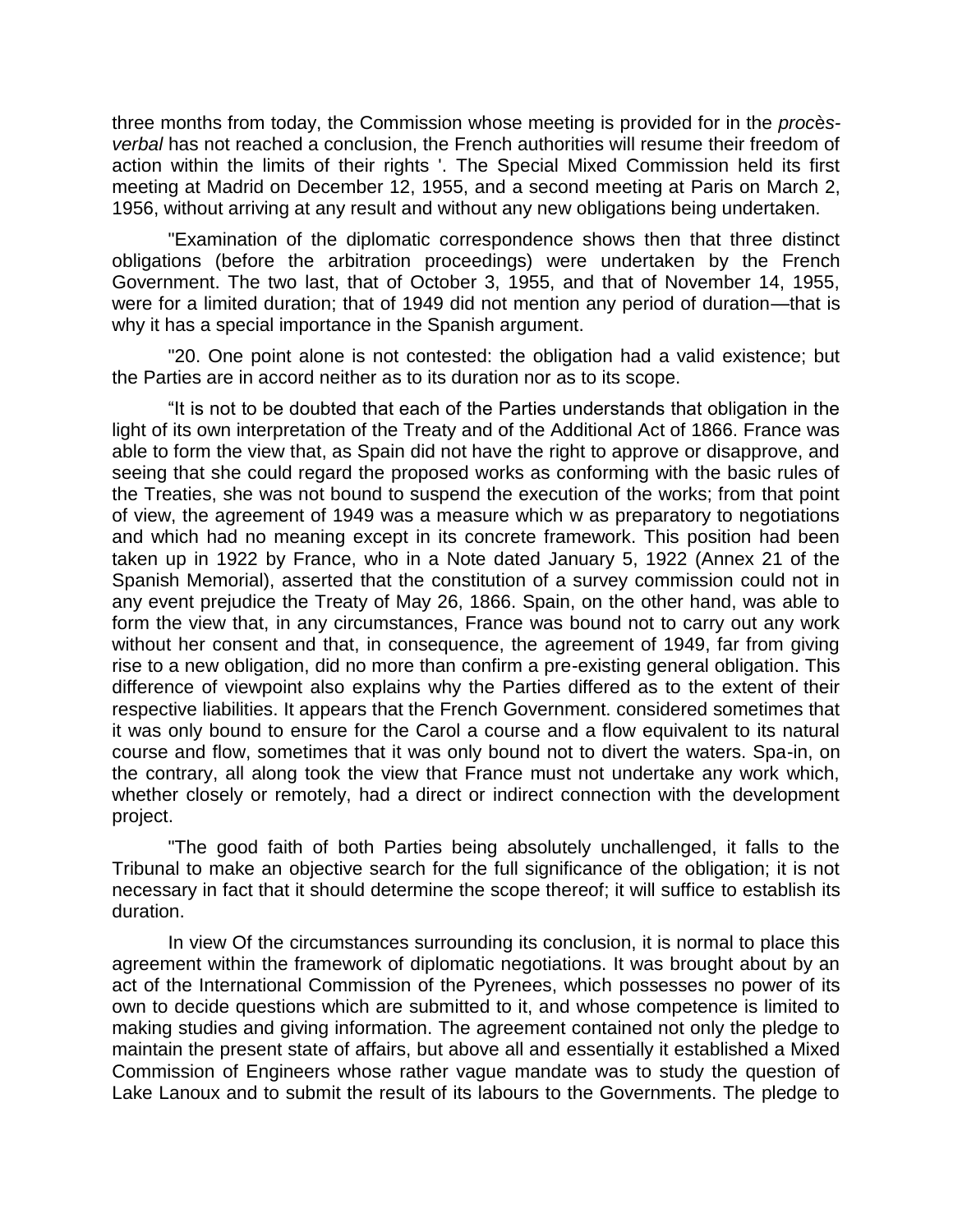three months from today, the Commission whose meeting is provided for in the *procès-verbal* has not reached a conclusion, the French authorities will resume their freedom of action within the limits of their rights '. The Special Mixed Commission held its first meeting at Madrid on December 12, 1955, and a second meeting at Paris on March 2, 1956, without arriving at any result and without any new obligations being undertaken.

"Examination of the diplomatic correspondence shows then that three distinct obligations (before the arbitration proceedings) were undertaken by the French Government. The two last, that of October 3, 1955, and that of November 14, 1955, were for a limited duration; that of 1949 did not mention any period of duration—that is why it has a special importance in the Spanish argument.

"20. One point alone is not contested: the obligation had a valid existence; but the Parties are in accord neither as to its duration nor as to its scope.

"It is not to be doubted that each of the Parties understands that obligation in the light of its own interpretation of the Treaty and of the Additional Act of 1866. France was able to form the view that, as Spain did not have the right to approve or disapprove, and seeing that she could regard the proposed works as conforming with the basic rules of the Treaties, she was not bound to suspend the execution of the works; from that point of view, the agreement of 1949 was a measure which w as preparatory to negotiations and which had no meaning except in its concrete framework. This position had been taken up in 1922 by France, who in a Note dated January 5, 1922 (Annex 21 of the Spanish Memorial), asserted that the constitution of a survey commission could not in any event prejudice the Treaty of May 26, 1866. Spain, on the other hand, was able to form the view that, in any circumstances, France was bound not to carry out any work without her consent and that, in consequence, the agreement of 1949, far from giving rise to a new obligation, did no more than confirm a pre-existing general obligation. This difference of viewpoint also explains why the Parties differed as to the extent of their respective liabilities. It appears that the French Government. considered sometimes that it was only bound to ensure for the Carol a course and a flow equivalent to its natural course and flow, sometimes that it was only bound not to divert the waters. Spa-in, on the contrary, all along took the view that France must not undertake any work which, whether closely or remotely, had a direct or indirect connection with the development project.

"The good faith of both Parties being absolutely unchallenged, it falls to the Tribunal to make an objective search for the full significance of the obligation; it is not necessary in fact that it should determine the scope thereof; it will suffice to establish its duration.

In view Of the circumstances surrounding its conclusion, it is normal to place this agreement within the framework of diplomatic negotiations. It was brought about by an act of the International Commission of the Pyrenees, which possesses no power of its own to decide questions which are submitted to it, and whose competence is limited to making studies and giving information. The agreement contained not only the pledge to maintain the present state of affairs, but above all and essentially it established a Mixed Commission of Engineers whose rather vague mandate was to study the question of Lake Lanoux and to submit the result of its labours to the Governments. The pledge to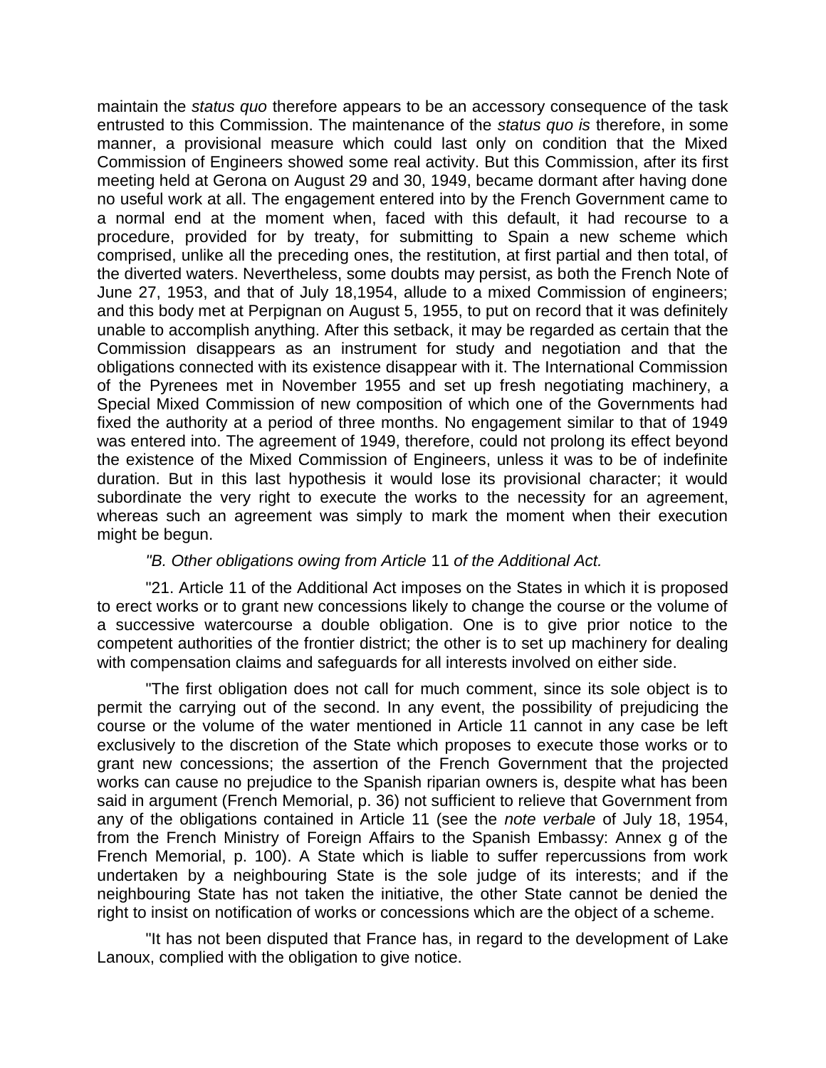maintain the *status quo* therefore appears to be an accessory consequence of the task entrusted to this Commission. The maintenance of the *status quo is* therefore, in some manner, a provisional measure which could last only on condition that the Mixed Commission of Engineers showed some real activity. But this Commission, after its first meeting held at Gerona on August 29 and 30, 1949, became dormant after having done no useful work at all. The engagement entered into by the French Government came to a normal end at the moment when, faced with this default, it had recourse to a procedure, provided for by treaty, for submitting to Spain a new scheme which comprised, unlike all the preceding ones, the restitution, at first partial and then total, of the diverted waters. Nevertheless, some doubts may persist, as both the French Note of June 27, 1953, and that of July 18,1954, allude to a mixed Commission of engineers; and this body met at Perpignan on August 5, 1955, to put on record that it was definitely unable to accomplish anything. After this setback, it may be regarded as certain that the Commission disappears as an instrument for study and negotiation and that the obligations connected with its existence disappear with it. The International Commission of the Pyrenees met in November 1955 and set up fresh negotiating machinery, a Special Mixed Commission of new composition of which one of the Governments had fixed the authority at a period of three months. No engagement similar to that of 1949 was entered into. The agreement of 1949, therefore, could not prolong its effect beyond the existence of the Mixed Commission of Engineers, unless it was to be of indefinite duration. But in this last hypothesis it would lose its provisional character; it would subordinate the very right to execute the works to the necessity for an agreement, whereas such an agreement was simply to mark the moment when their execution might be begun.

*"B. Other obligations owing from Article* 11 *of the Additional Act.*

"21. Article 11 of the Additional Act imposes on the States in which it is proposed to erect works or to grant new concessions likely to change the course or the volume of a successive watercourse a double obligation. One is to give prior notice to the competent authorities of the frontier district; the other is to set up machinery for dealing with compensation claims and safeguards for all interests involved on either side.

"The first obligation does not call for much comment, since its sole object is to permit the carrying out of the second. In any event, the possibility of prejudicing the course or the volume of the water mentioned in Article 11 cannot in any case be left exclusively to the discretion of the State which proposes to execute those works or to grant new concessions; the assertion of the French Government that the projected works can cause no prejudice to the Spanish riparian owners is, despite what has been said in argument (French Memorial, p. 36) not sufficient to relieve that Government from any of the obligations contained in Article 11 (see the *note verbale* of July 18, 1954, from the French Ministry of Foreign Affairs to the Spanish Embassy: Annex g of the French Memorial, p. 100). A State which is liable to suffer repercussions from work undertaken by a neighbouring State is the sole judge of its interests; and if the neighbouring State has not taken the initiative, the other State cannot be denied the right to insist on notification of works or concessions which are the object of a scheme.

"It has not been disputed that France has, in regard to the development of Lake Lanoux, complied with the obligation to give notice.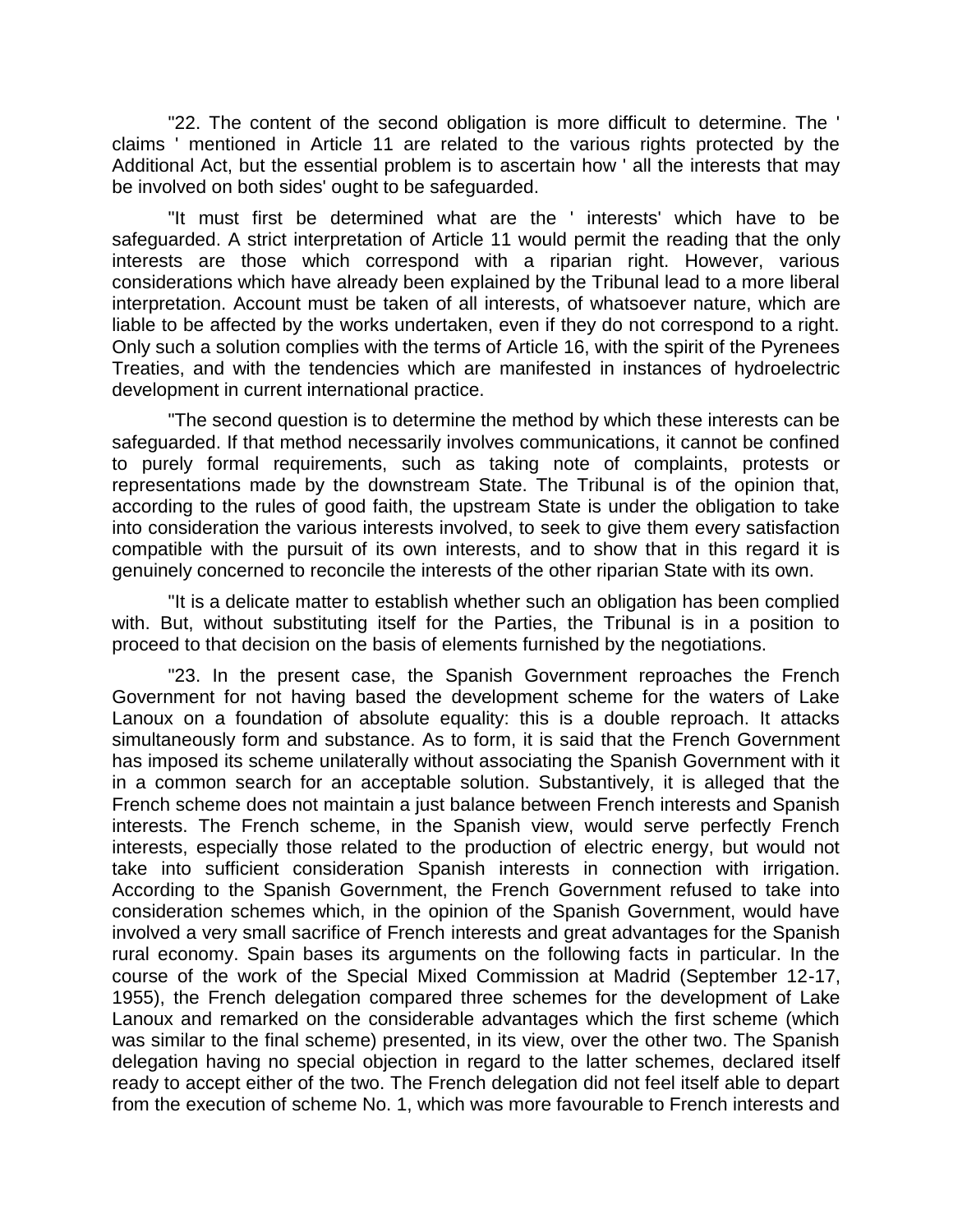"22. The content of the second obligation is more difficult to determine. The ' claims ' mentioned in Article 11 are related to the various rights protected by the Additional Act, but the essential problem is to ascertain how ' all the interests that may be involved on both sides' ought to be safeguarded.

"It must first be determined what are the ' interests' which have to be safeguarded. A strict interpretation of Article 11 would permit the reading that the only interests are those which correspond with a riparian right. However, various considerations which have already been explained by the Tribunal lead to a more liberal interpretation. Account must be taken of all interests, of whatsoever nature, which are liable to be affected by the works undertaken, even if they do not correspond to a right. Only such a solution complies with the terms of Article 16, with the spirit of the Pyrenees Treaties, and with the tendencies which are manifested in instances of hydroelectric development in current international practice.

"The second question is to determine the method by which these interests can be safeguarded. If that method necessarily involves communications, it cannot be confined to purely formal requirements, such as taking note of complaints, protests or representations made by the downstream State. The Tribunal is of the opinion that, according to the rules of good faith, the upstream State is under the obligation to take into consideration the various interests involved, to seek to give them every satisfaction compatible with the pursuit of its own interests, and to show that in this regard it is genuinely concerned to reconcile the interests of the other riparian State with its own.

"It is a delicate matter to establish whether such an obligation has been complied with. But, without substituting itself for the Parties, the Tribunal is in a position to proceed to that decision on the basis of elements furnished by the negotiations.

"23. In the present case, the Spanish Government reproaches the French Government for not having based the development scheme for the waters of Lake Lanoux on a foundation of absolute equality: this is a double reproach. It attacks simultaneously form and substance. As to form, it is said that the French Government has imposed its scheme unilaterally without associating the Spanish Government with it in a common search for an acceptable solution. Substantively, it is alleged that the French scheme does not maintain a just balance between French interests and Spanish interests. The French scheme, in the Spanish view, would serve perfectly French interests, especially those related to the production of electric energy, but would not take into sufficient consideration Spanish interests in connection with irrigation. According to the Spanish Government, the French Government refused to take into consideration schemes which, in the opinion of the Spanish Government, would have involved a very small sacrifice of French interests and great advantages for the Spanish rural economy. Spain bases its arguments on the following facts in particular. In the course of the work of the Special Mixed Commission at Madrid (September 12-17, 1955), the French delegation compared three schemes for the development of Lake Lanoux and remarked on the considerable advantages which the first scheme (which was similar to the final scheme) presented, in its view, over the other two. The Spanish delegation having no special objection in regard to the latter schemes, declared itself ready to accept either of the two. The French delegation did not feel itself able to depart from the execution of scheme No. 1, which was more favourable to French interests and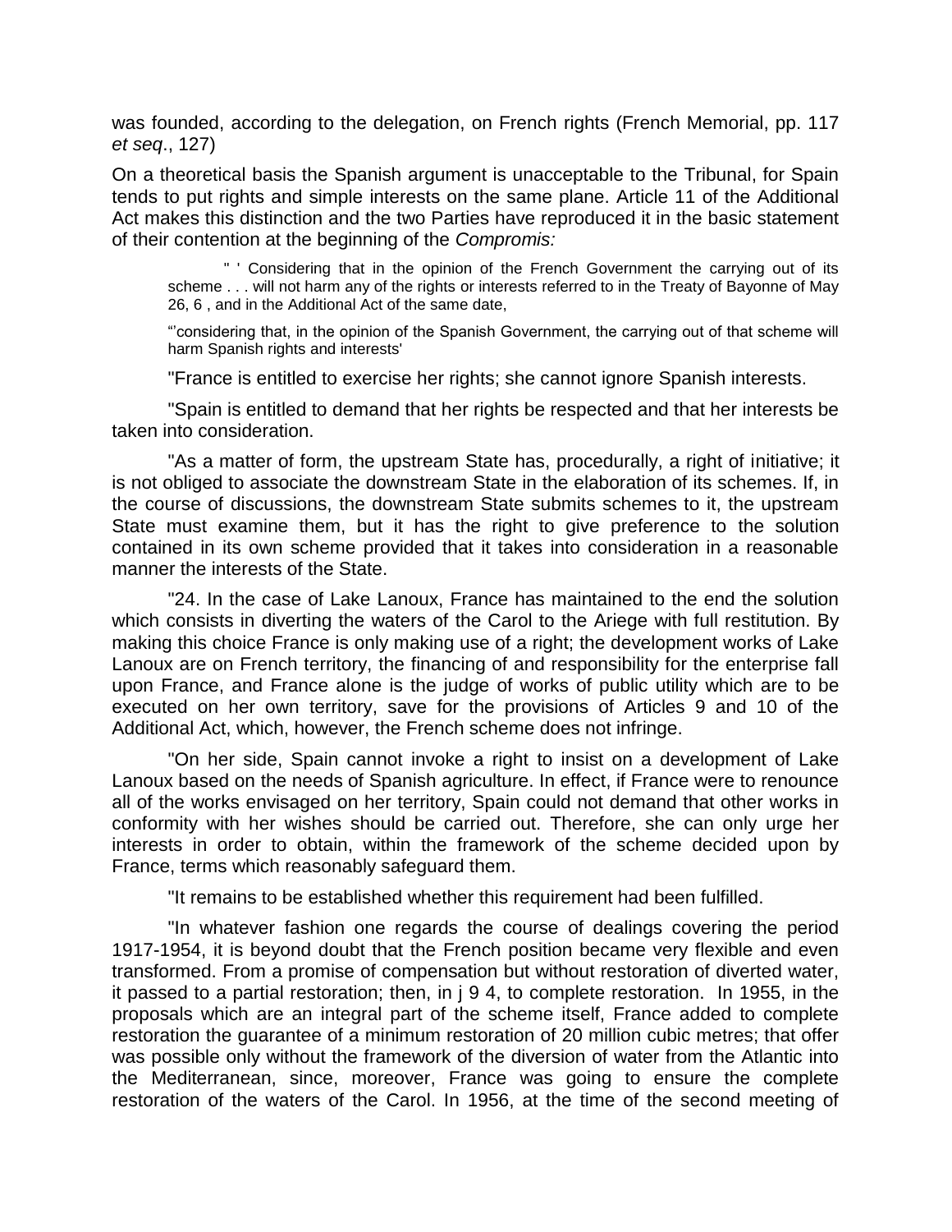was founded, according to the delegation, on French rights (French Memorial, pp. 117 *et seq*., 127)

On a theoretical basis the Spanish argument is unacceptable to the Tribunal, for Spain tends to put rights and simple interests on the same plane. Article 11 of the Additional Act makes this distinction and the two Parties have reproduced it in the basic statement of their contention at the beginning of the *Compromis:*

> " ' Considering that in the opinion of the French Government the carrying out of its scheme . . . will not harm any of the rights or interests referred to in the Treaty of Bayonne of May 26, 6 , and in the Additional Act of the same date,
>
> "'considering that, in the opinion of the Spanish Government, the carrying out of that scheme will harm Spanish rights and interests'

"France is entitled to exercise her rights; she cannot ignore Spanish interests.

"Spain is entitled to demand that her rights be respected and that her interests be taken into consideration.

"As a matter of form, the upstream State has, procedurally, a right of initiative; it is not obliged to associate the downstream State in the elaboration of its schemes. If, in the course of discussions, the downstream State submits schemes to it, the upstream State must examine them, but it has the right to give preference to the solution contained in its own scheme provided that it takes into consideration in a reasonable manner the interests of the State.

"24. In the case of Lake Lanoux, France has maintained to the end the solution which consists in diverting the waters of the Carol to the Ariege with full restitution. By making this choice France is only making use of a right; the development works of Lake Lanoux are on French territory, the financing of and responsibility for the enterprise fall upon France, and France alone is the judge of works of public utility which are to be executed on her own territory, save for the provisions of Articles 9 and 10 of the Additional Act, which, however, the French scheme does not infringe.

"On her side, Spain cannot invoke a right to insist on a development of Lake Lanoux based on the needs of Spanish agriculture. In effect, if France were to renounce all of the works envisaged on her territory, Spain could not demand that other works in conformity with her wishes should be carried out. Therefore, she can only urge her interests in order to obtain, within the framework of the scheme decided upon by France, terms which reasonably safeguard them.

"It remains to be established whether this requirement had been fulfilled.

"In whatever fashion one regards the course of dealings covering the period 1917-1954, it is beyond doubt that the French position became very flexible and even transformed. From a promise of compensation but without restoration of diverted water, it passed to a partial restoration; then, in j 9 4, to complete restoration. In 1955, in the proposals which are an integral part of the scheme itself, France added to complete restoration the guarantee of a minimum restoration of 20 million cubic metres; that offer was possible only without the framework of the diversion of water from the Atlantic into the Mediterranean, since, moreover, France was going to ensure the complete restoration of the waters of the Carol. In 1956, at the time of the second meeting of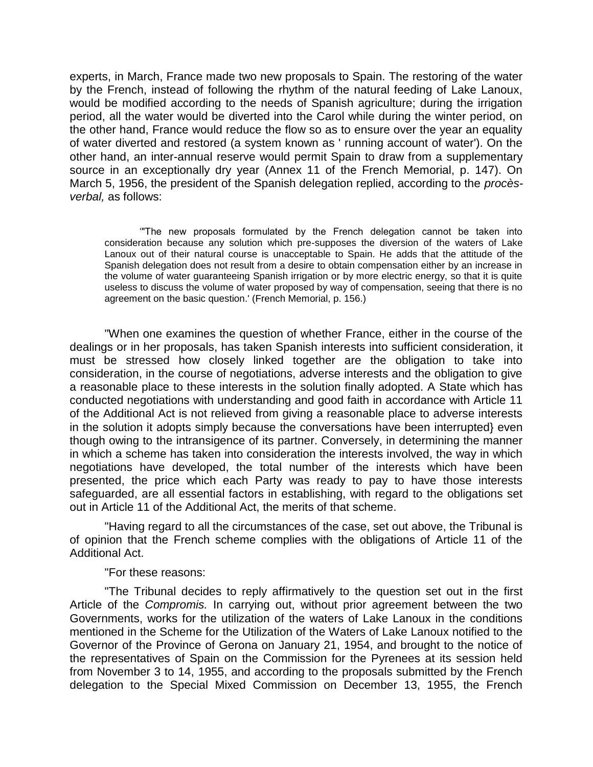experts, in March, France made two new proposals to Spain. The restoring of the water by the French, instead of following the rhythm of the natural feeding of Lake Lanoux, would be modified according to the needs of Spanish agriculture; during the irrigation period, all the water would be diverted into the Carol while during the winter period, on the other hand, France would reduce the flow so as to ensure over the year an equality of water diverted and restored (a system known as ' running account of water'). On the other hand, an inter-annual reserve would permit Spain to draw from a supplementary source in an exceptionally dry year (Annex 11 of the French Memorial, p. 147). On March 5, 1956, the president of the Spanish delegation replied, according to the *procès-verbal,* as follows:

> '"The new proposals formulated by the French delegation cannot be taken into consideration because any solution which pre-supposes the diversion of the waters of Lake Lanoux out of their natural course is unacceptable to Spain. He adds that the attitude of the Spanish delegation does not result from a desire to obtain compensation either by an increase in the volume of water guaranteeing Spanish irrigation or by more electric energy, so that it is quite useless to discuss the volume of water proposed by way of compensation, seeing that there is no agreement on the basic question.' (French Memorial, p. 156.)

"When one examines the question of whether France, either in the course of the dealings or in her proposals, has taken Spanish interests into sufficient consideration, it must be stressed how closely linked together are the obligation to take into consideration, in the course of negotiations, adverse interests and the obligation to give a reasonable place to these interests in the solution finally adopted. A State which has conducted negotiations with understanding and good faith in accordance with Article 11 of the Additional Act is not relieved from giving a reasonable place to adverse interests in the solution it adopts simply because the conversations have been interrupted} even though owing to the intransigence of its partner. Conversely, in determining the manner in which a scheme has taken into consideration the interests involved, the way in which negotiations have developed, the total number of the interests which have been presented, the price which each Party was ready to pay to have those interests safeguarded, are all essential factors in establishing, with regard to the obligations set out in Article 11 of the Additional Act, the merits of that scheme.

"Having regard to all the circumstances of the case, set out above, the Tribunal is of opinion that the French scheme complies with the obligations of Article 11 of the Additional Act.

"For these reasons:

"The Tribunal decides to reply affirmatively to the question set out in the first Article of the *Compromis.* In carrying out, without prior agreement between the two Governments, works for the utilization of the waters of Lake Lanoux in the conditions mentioned in the Scheme for the Utilization of the Waters of Lake Lanoux notified to the Governor of the Province of Gerona on January 21, 1954, and brought to the notice of the representatives of Spain on the Commission for the Pyrenees at its session held from November 3 to 14, 1955, and according to the proposals submitted by the French delegation to the Special Mixed Commission on December 13, 1955, the French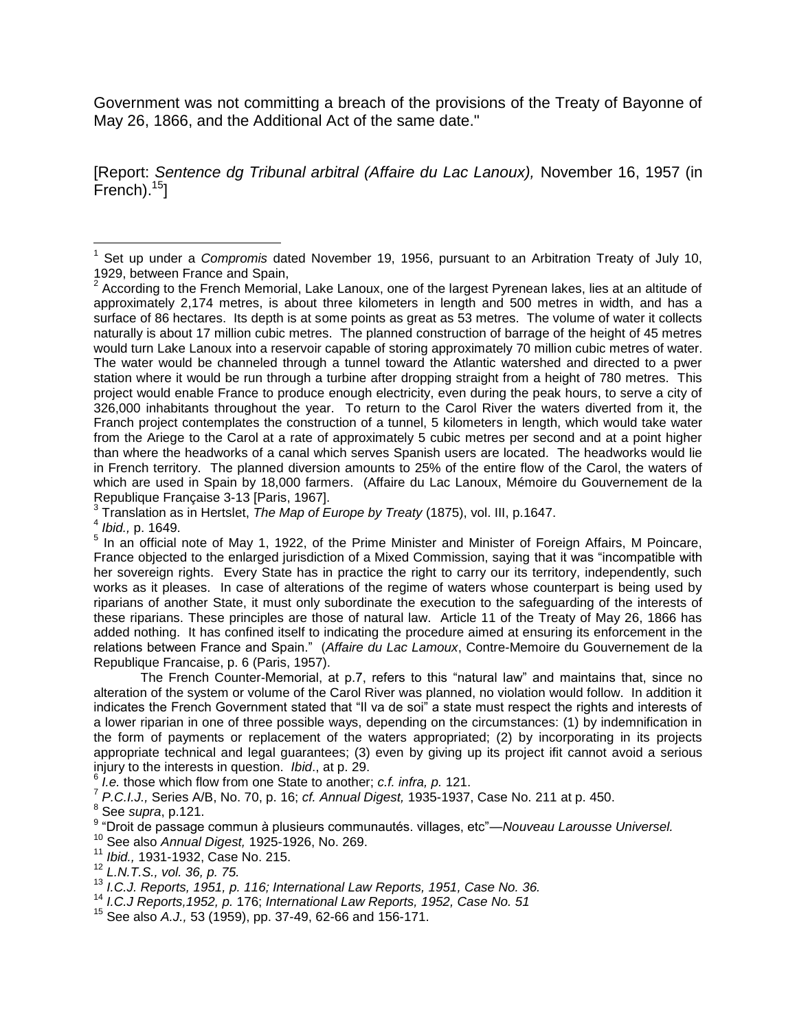Government was not committing a breach of the provisions of the Treaty of Bayonne of May 26, 1866, and the Additional Act of the same date."

[Report: *Sentence dg Tribunal arbitral (Affaire du Lac Lanoux),* November 16, 1957 (in French).[15]]

---

[1] Set up under a *Compromis* dated November 19, 1956, pursuant to an Arbitration Treaty of July 10, 1929, between France and Spain,

[2] According to the French Memorial, Lake Lanoux, one of the largest Pyrenean lakes, lies at an altitude of approximately 2,174 metres, is about three kilometers in length and 500 metres in width, and has a surface of 86 hectares. Its depth is at some points as great as 53 metres. The volume of water it collects naturally is about 17 million cubic metres. The planned construction of barrage of the height of 45 metres would turn Lake Lanoux into a reservoir capable of storing approximately 70 million cubic metres of water. The water would be channeled through a tunnel toward the Atlantic watershed and directed to a pwer station where it would be run through a turbine after dropping straight from a height of 780 metres. This project would enable France to produce enough electricity, even during the peak hours, to serve a city of 326,000 inhabitants throughout the year. To return to the Carol River the waters diverted from it, the Franch project contemplates the construction of a tunnel, 5 kilometers in length, which would take water from the Ariege to the Carol at a rate of approximately 5 cubic metres per second and at a point higher than where the headworks of a canal which serves Spanish users are located. The headworks would lie in French territory. The planned diversion amounts to 25% of the entire flow of the Carol, the waters of which are used in Spain by 18,000 farmers. (Affaire du Lac Lanoux, Mémoire du Gouvernement de la Republique Française 3-13 [Paris, 1967].

[3] Translation as in Hertslet, *The Map of Europe by Treaty* (1875), vol. III, p.1647.

[4] *Ibid.,* p. 1649.

[5] In an official note of May 1, 1922, of the Prime Minister and Minister of Foreign Affairs, M Poincare, France objected to the enlarged jurisdiction of a Mixed Commission, saying that it was "incompatible with her sovereign rights. Every State has in practice the right to carry our its territory, independently, such works as it pleases. In case of alterations of the regime of waters whose counterpart is being used by riparians of another State, it must only subordinate the execution to the safeguarding of the interests of these riparians. These principles are those of natural law. Article 11 of the Treaty of May 26, 1866 has added nothing. It has confined itself to indicating the procedure aimed at ensuring its enforcement in the relations between France and Spain." (*Affaire du Lac Lamoux*, Contre-Memoire du Gouvernement de la Republique Francaise, p. 6 (Paris, 1957).

The French Counter-Memorial, at p.7, refers to this "natural law" and maintains that, since no alteration of the system or volume of the Carol River was planned, no violation would follow. In addition it indicates the French Government stated that "Il va de soi" a state must respect the rights and interests of a lower riparian in one of three possible ways, depending on the circumstances: (1) by indemnification in the form of payments or replacement of the waters appropriated; (2) by incorporating in its projects appropriate technical and legal guarantees; (3) even by giving up its project ifit cannot avoid a serious injury to the interests in question. *Ibid*., at p. 29.

[6] *I.e.* those which flow from one State to another; *c.f. infra, p.* 121.

[7] *P.C.I.J.,* Series A/B, No. 70, p. 16; *cf. Annual Digest,* 1935-1937, Case No. 211 at p. 450.

[8] See *supra*, p.121.

[9] "Droit de passage commun à plusieurs communautés. villages, etc"—*Nouveau Larousse Universel.*

[10] See also *Annual Digest,* 1925-1926, No. 269.

[11] *Ibid.,* 1931-1932, Case No. 215.

[12] *L.N.T.S., vol. 36, p. 75.*

[13] *I.C.J. Reports, 1951, p. 116; International Law Reports, 1951, Case No. 36.*

[14] *I.C.J Reports,1952, p.* 176; *International Law Reports, 1952, Case No. 51*

[15] See also *A.J.,* 53 (1959), pp. 37-49, 62-66 and 156-171.